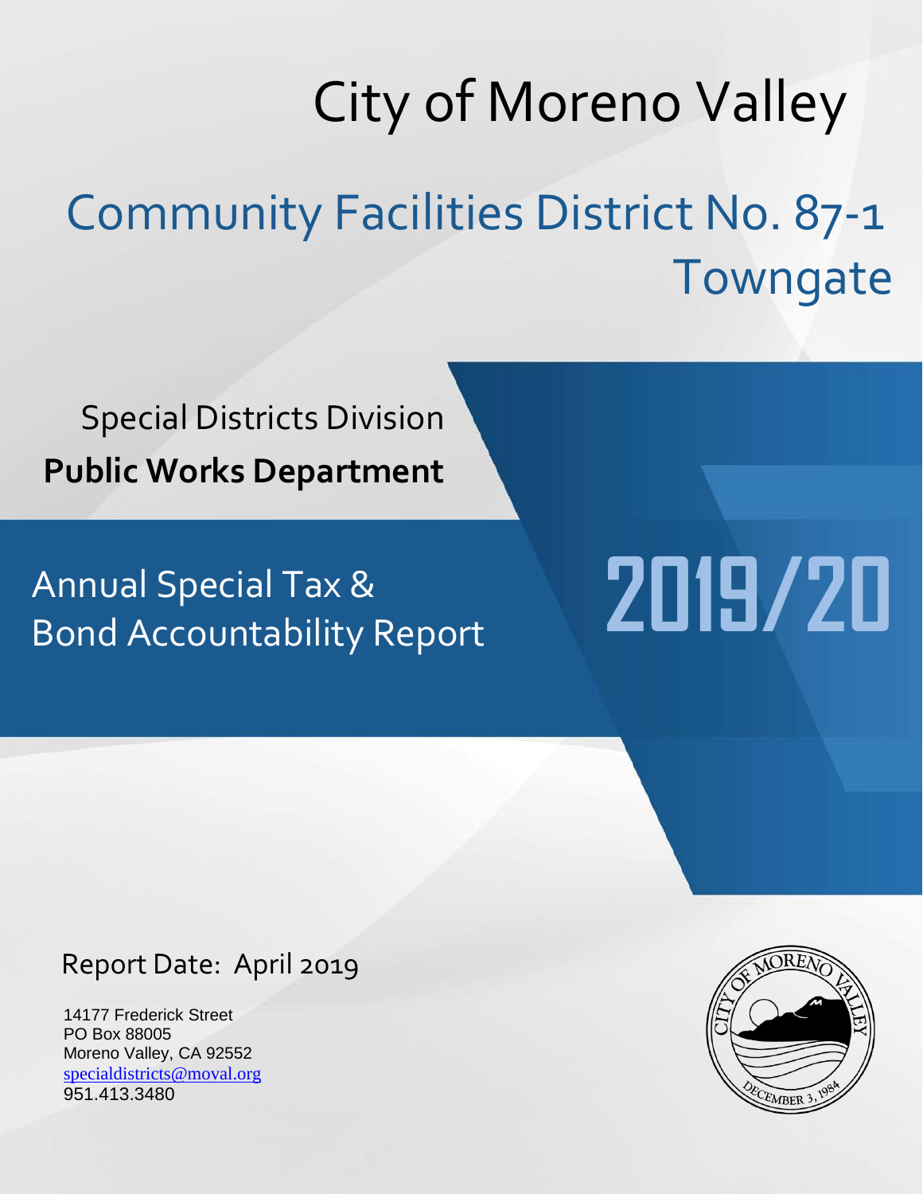# City of Moreno Valley

## Community Facilities District No. 87-1 Towngate

Special Districts Division

**Public Works Department**

## Annual Special Tax & Bond Accountability Report

# 2019/20

Report Date: April 2019

14177 Frederick Street
PO Box 88005
Moreno Valley, CA 92552
specialdistricts@moval.org
951.413.3480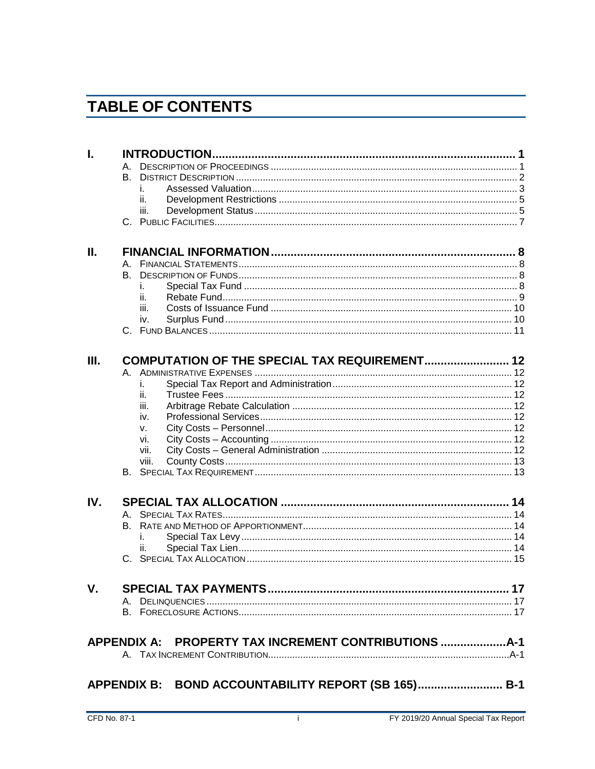# TABLE OF CONTENTS

| | | | |
|---|---|---|---|
| **I.** | **INTRODUCTION** | | **1** |
| | A. Description of Proceedings | | 1 |
| | B. District Description | | 2 |
| | | i. Assessed Valuation | 3 |
| | | ii. Development Restrictions | 5 |
| | | iii. Development Status | 5 |
| | C. Public Facilities | | 7 |
| **II.** | **FINANCIAL INFORMATION** | | **8** |
| | A. Financial Statements | | 8 |
| | B. Description of Funds | | 8 |
| | | i. Special Tax Fund | 8 |
| | | ii. Rebate Fund | 9 |
| | | iii. Costs of Issuance Fund | 10 |
| | | iv. Surplus Fund | 10 |
| | C. Fund Balances | | 11 |
| **III.** | **COMPUTATION OF THE SPECIAL TAX REQUIREMENT** | | **12** |
| | A. Administrative Expenses | | 12 |
| | | i. Special Tax Report and Administration | 12 |
| | | ii. Trustee Fees | 12 |
| | | iii. Arbitrage Rebate Calculation | 12 |
| | | iv. Professional Services | 12 |
| | | v. City Costs – Personnel | 12 |
| | | vi. City Costs – Accounting | 12 |
| | | vii. City Costs – General Administration | 12 |
| | | viii. County Costs | 13 |
| | B. Special Tax Requirement | | 13 |
| **IV.** | **SPECIAL TAX ALLOCATION** | | **14** |
| | A. Special Tax Rates | | 14 |
| | B. Rate and Method of Apportionment | | 14 |
| | | i. Special Tax Levy | 14 |
| | | ii. Special Tax Lien | 14 |
| | C. Special Tax Allocation | | 15 |
| **V.** | **SPECIAL TAX PAYMENTS** | | **17** |
| | A. Delinquencies | | 17 |
| | B. Foreclosure Actions | | 17 |
| **APPENDIX A:** | **PROPERTY TAX INCREMENT CONTRIBUTIONS** | | **A-1** |
| | A. Tax Increment Contribution | | A-1 |
| **APPENDIX B:** | **BOND ACCOUNTABILITY REPORT (SB 165)** | | **B-1** |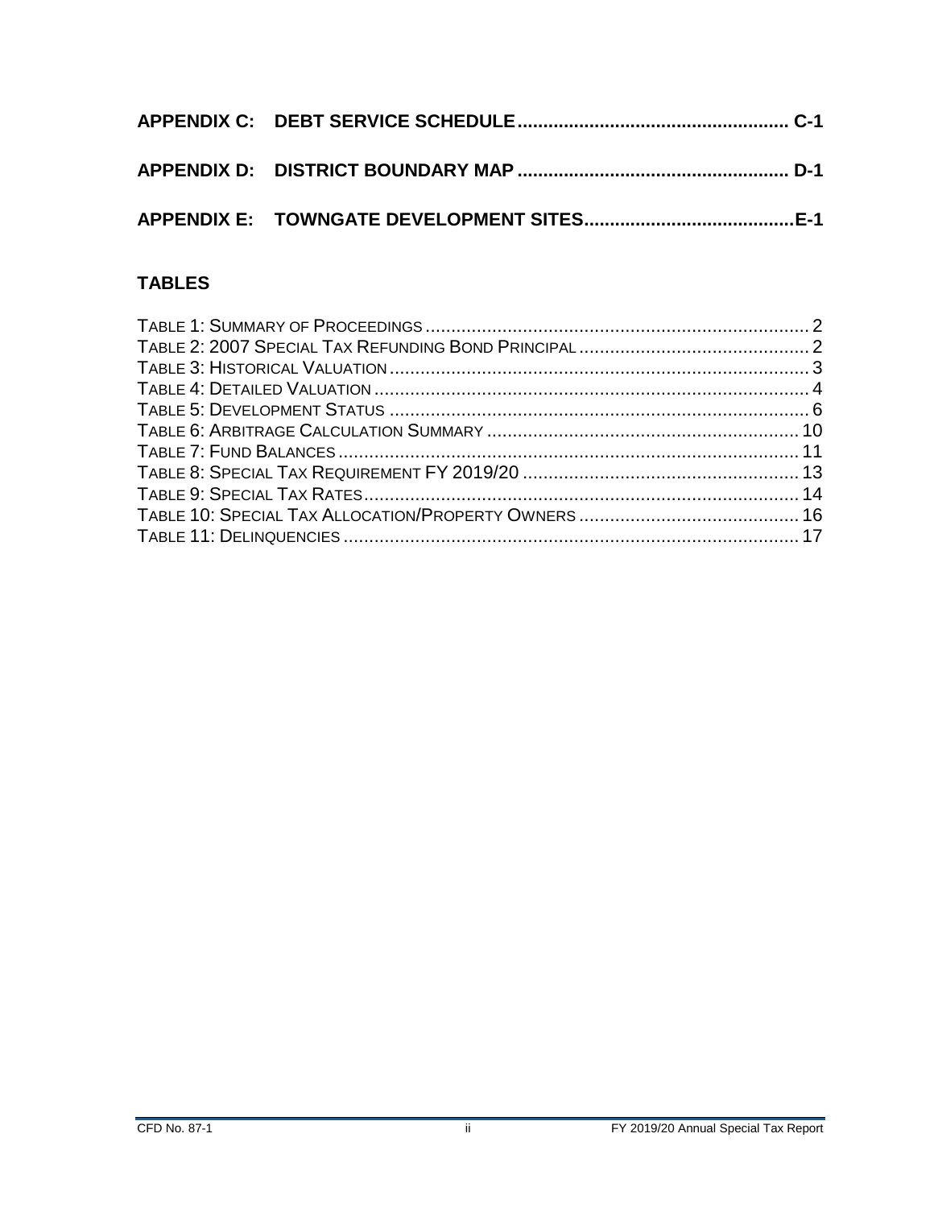**APPENDIX C: DEBT SERVICE SCHEDULE .................................................... C-1**

**APPENDIX D: DISTRICT BOUNDARY MAP .................................................... D-1**

**APPENDIX E: TOWNGATE DEVELOPMENT SITES .........................................E-1**

## TABLES

TABLE 1: SUMMARY OF PROCEEDINGS .......................................................................... 2
TABLE 2: 2007 SPECIAL TAX REFUNDING BOND PRINCIPAL ............................................ 2
TABLE 3: HISTORICAL VALUATION ................................................................................ 3
TABLE 4: DETAILED VALUATION .................................................................................... 4
TABLE 5: DEVELOPMENT STATUS .................................................................................. 6
TABLE 6: ARBITRAGE CALCULATION SUMMARY ............................................................ 10
TABLE 7: FUND BALANCES ......................................................................................... 11
TABLE 8: SPECIAL TAX REQUIREMENT FY 2019/20 ...................................................... 13
TABLE 9: SPECIAL TAX RATES .................................................................................... 14
TABLE 10: SPECIAL TAX ALLOCATION/PROPERTY OWNERS .......................................... 16
TABLE 11: DELINQUENCIES ......................................................................................... 17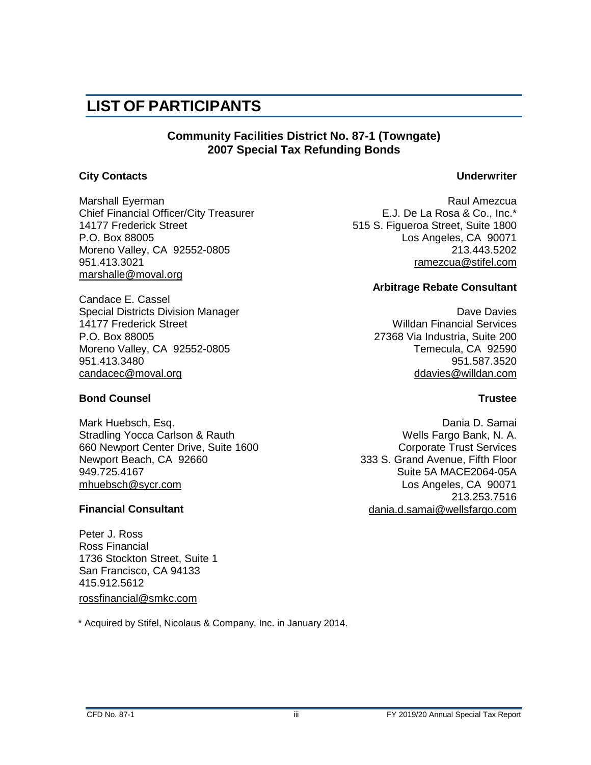# LIST OF PARTICIPANTS

**Community Facilities District No. 87-1 (Towngate)**
**2007 Special Tax Refunding Bonds**

### City Contacts

Marshall Eyerman
Chief Financial Officer/City Treasurer
14177 Frederick Street
P.O. Box 88005
Moreno Valley, CA 92552-0805
951.413.3021
marshalle@moval.org

Candace E. Cassel
Special Districts Division Manager
14177 Frederick Street
P.O. Box 88005
Moreno Valley, CA 92552-0805
951.413.3480
candacec@moval.org

### Bond Counsel

Mark Huebsch, Esq.
Stradling Yocca Carlson & Rauth
660 Newport Center Drive, Suite 1600
Newport Beach, CA 92660
949.725.4167
mhuebsch@sycr.com

### Financial Consultant

Peter J. Ross
Ross Financial
1736 Stockton Street, Suite 1
San Francisco, CA 94133
415.912.5612
rossfinancial@smkc.com

### Underwriter

Raul Amezcua
E.J. De La Rosa & Co., Inc.*
515 S. Figueroa Street, Suite 1800
Los Angeles, CA 90071
213.443.5202
ramezcua@stifel.com

### Arbitrage Rebate Consultant

Dave Davies
Willdan Financial Services
27368 Via Industria, Suite 200
Temecula, CA 92590
951.587.3520
ddavies@willdan.com

### Trustee

Dania D. Samai
Wells Fargo Bank, N. A.
Corporate Trust Services
333 S. Grand Avenue, Fifth Floor
Suite 5A MACE2064-05A
Los Angeles, CA 90071
213.253.7516
dania.d.samai@wellsfargo.com

\* Acquired by Stifel, Nicolaus & Company, Inc. in January 2014.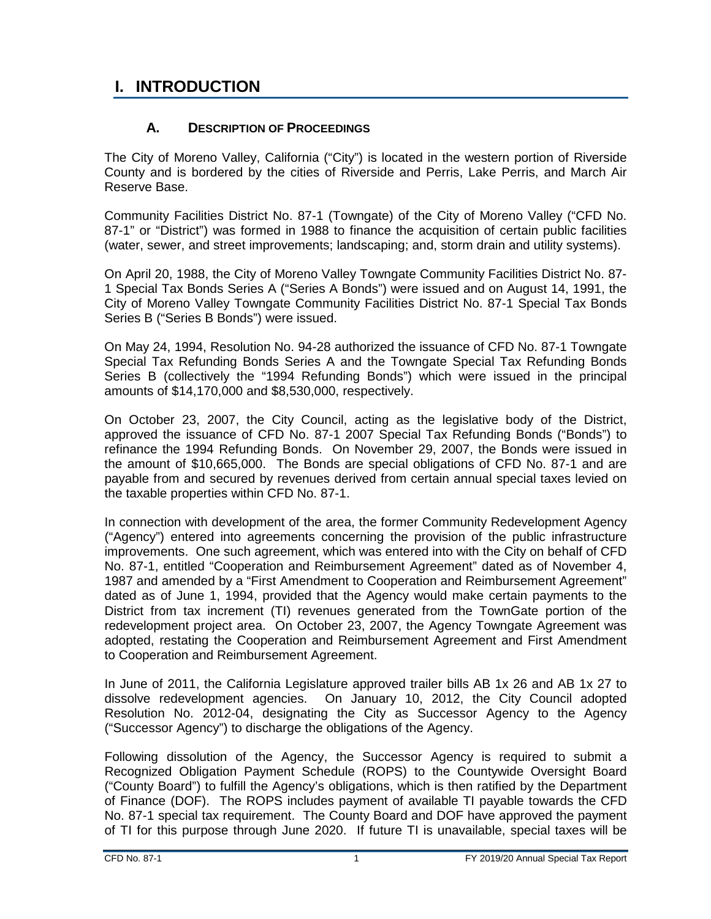# I. INTRODUCTION

## A. DESCRIPTION OF PROCEEDINGS

The City of Moreno Valley, California ("City") is located in the western portion of Riverside County and is bordered by the cities of Riverside and Perris, Lake Perris, and March Air Reserve Base.

Community Facilities District No. 87-1 (Towngate) of the City of Moreno Valley ("CFD No. 87-1" or "District") was formed in 1988 to finance the acquisition of certain public facilities (water, sewer, and street improvements; landscaping; and, storm drain and utility systems).

On April 20, 1988, the City of Moreno Valley Towngate Community Facilities District No. 87-1 Special Tax Bonds Series A ("Series A Bonds") were issued and on August 14, 1991, the City of Moreno Valley Towngate Community Facilities District No. 87-1 Special Tax Bonds Series B ("Series B Bonds") were issued.

On May 24, 1994, Resolution No. 94-28 authorized the issuance of CFD No. 87-1 Towngate Special Tax Refunding Bonds Series A and the Towngate Special Tax Refunding Bonds Series B (collectively the "1994 Refunding Bonds") which were issued in the principal amounts of $14,170,000 and $8,530,000, respectively.

On October 23, 2007, the City Council, acting as the legislative body of the District, approved the issuance of CFD No. 87-1 2007 Special Tax Refunding Bonds ("Bonds") to refinance the 1994 Refunding Bonds. On November 29, 2007, the Bonds were issued in the amount of $10,665,000. The Bonds are special obligations of CFD No. 87-1 and are payable from and secured by revenues derived from certain annual special taxes levied on the taxable properties within CFD No. 87-1.

In connection with development of the area, the former Community Redevelopment Agency ("Agency") entered into agreements concerning the provision of the public infrastructure improvements. One such agreement, which was entered into with the City on behalf of CFD No. 87-1, entitled "Cooperation and Reimbursement Agreement" dated as of November 4, 1987 and amended by a "First Amendment to Cooperation and Reimbursement Agreement" dated as of June 1, 1994, provided that the Agency would make certain payments to the District from tax increment (TI) revenues generated from the TownGate portion of the redevelopment project area. On October 23, 2007, the Agency Towngate Agreement was adopted, restating the Cooperation and Reimbursement Agreement and First Amendment to Cooperation and Reimbursement Agreement.

In June of 2011, the California Legislature approved trailer bills AB 1x 26 and AB 1x 27 to dissolve redevelopment agencies. On January 10, 2012, the City Council adopted Resolution No. 2012-04, designating the City as Successor Agency to the Agency ("Successor Agency") to discharge the obligations of the Agency.

Following dissolution of the Agency, the Successor Agency is required to submit a Recognized Obligation Payment Schedule (ROPS) to the Countywide Oversight Board ("County Board") to fulfill the Agency's obligations, which is then ratified by the Department of Finance (DOF). The ROPS includes payment of available TI payable towards the CFD No. 87-1 special tax requirement. The County Board and DOF have approved the payment of TI for this purpose through June 2020. If future TI is unavailable, special taxes will be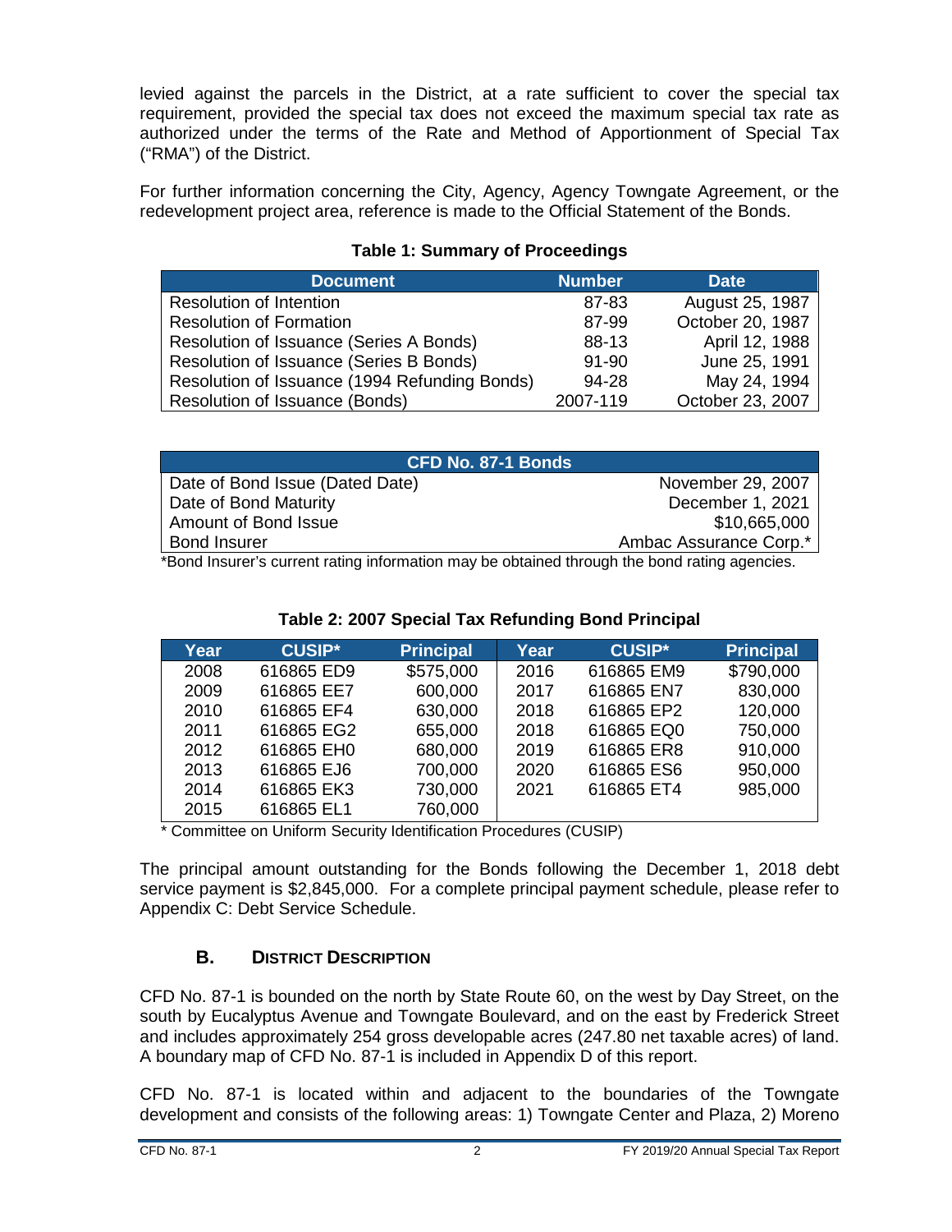levied against the parcels in the District, at a rate sufficient to cover the special tax requirement, provided the special tax does not exceed the maximum special tax rate as authorized under the terms of the Rate and Method of Apportionment of Special Tax ("RMA") of the District.

For further information concerning the City, Agency, Agency Towngate Agreement, or the redevelopment project area, reference is made to the Official Statement of the Bonds.

**Table 1: Summary of Proceedings**

| Document | Number | Date |
|---|---|---|
| Resolution of Intention | 87-83 | August 25, 1987 |
| Resolution of Formation | 87-99 | October 20, 1987 |
| Resolution of Issuance (Series A Bonds) | 88-13 | April 12, 1988 |
| Resolution of Issuance (Series B Bonds) | 91-90 | June 25, 1991 |
| Resolution of Issuance (1994 Refunding Bonds) | 94-28 | May 24, 1994 |
| Resolution of Issuance (Bonds) | 2007-119 | October 23, 2007 |

| CFD No. 87-1 Bonds | |
|---|---|
| Date of Bond Issue (Dated Date) | November 29, 2007 |
| Date of Bond Maturity | December 1, 2021 |
| Amount of Bond Issue | $10,665,000 |
| Bond Insurer | Ambac Assurance Corp.* |

*Bond Insurer's current rating information may be obtained through the bond rating agencies.

**Table 2: 2007 Special Tax Refunding Bond Principal**

| Year | CUSIP* | Principal | Year | CUSIP* | Principal |
|---|---|---|---|---|---|
| 2008 | 616865 ED9 | $575,000 | 2016 | 616865 EM9 | $790,000 |
| 2009 | 616865 EE7 | 600,000 | 2017 | 616865 EN7 | 830,000 |
| 2010 | 616865 EF4 | 630,000 | 2018 | 616865 EP2 | 120,000 |
| 2011 | 616865 EG2 | 655,000 | 2018 | 616865 EQ0 | 750,000 |
| 2012 | 616865 EH0 | 680,000 | 2019 | 616865 ER8 | 910,000 |
| 2013 | 616865 EJ6 | 700,000 | 2020 | 616865 ES6 | 950,000 |
| 2014 | 616865 EK3 | 730,000 | 2021 | 616865 ET4 | 985,000 |
| 2015 | 616865 EL1 | 760,000 | | | |

\* Committee on Uniform Security Identification Procedures (CUSIP)

The principal amount outstanding for the Bonds following the December 1, 2018 debt service payment is $2,845,000. For a complete principal payment schedule, please refer to Appendix C: Debt Service Schedule.

## B. District Description

CFD No. 87-1 is bounded on the north by State Route 60, on the west by Day Street, on the south by Eucalyptus Avenue and Towngate Boulevard, and on the east by Frederick Street and includes approximately 254 gross developable acres (247.80 net taxable acres) of land. A boundary map of CFD No. 87-1 is included in Appendix D of this report.

CFD No. 87-1 is located within and adjacent to the boundaries of the Towngate development and consists of the following areas: 1) Towngate Center and Plaza, 2) Moreno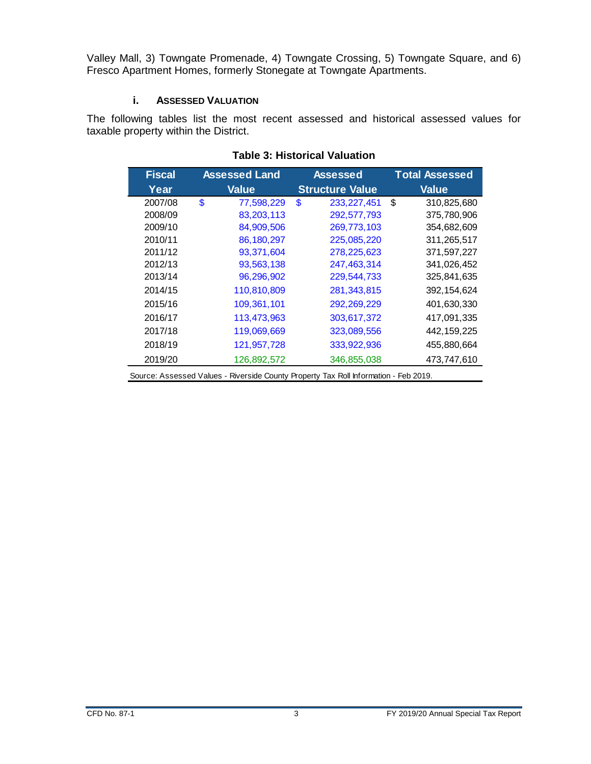Valley Mall, 3) Towngate Promenade, 4) Towngate Crossing, 5) Towngate Square, and 6) Fresco Apartment Homes, formerly Stonegate at Towngate Apartments.

### i. ASSESSED VALUATION

The following tables list the most recent assessed and historical assessed values for taxable property within the District.

**Table 3: Historical Valuation**

| Fiscal Year | Assessed Land Value | Assessed Structure Value | Total Assessed Value |
|---|---|---|---|
| 2007/08 | $ 77,598,229 | $ 233,227,451 | $ 310,825,680 |
| 2008/09 | 83,203,113 | 292,577,793 | 375,780,906 |
| 2009/10 | 84,909,506 | 269,773,103 | 354,682,609 |
| 2010/11 | 86,180,297 | 225,085,220 | 311,265,517 |
| 2011/12 | 93,371,604 | 278,225,623 | 371,597,227 |
| 2012/13 | 93,563,138 | 247,463,314 | 341,026,452 |
| 2013/14 | 96,296,902 | 229,544,733 | 325,841,635 |
| 2014/15 | 110,810,809 | 281,343,815 | 392,154,624 |
| 2015/16 | 109,361,101 | 292,269,229 | 401,630,330 |
| 2016/17 | 113,473,963 | 303,617,372 | 417,091,335 |
| 2017/18 | 119,069,669 | 323,089,556 | 442,159,225 |
| 2018/19 | 121,957,728 | 333,922,936 | 455,880,664 |
| 2019/20 | 126,892,572 | 346,855,038 | 473,747,610 |

Source: Assessed Values - Riverside County Property Tax Roll Information - Feb 2019.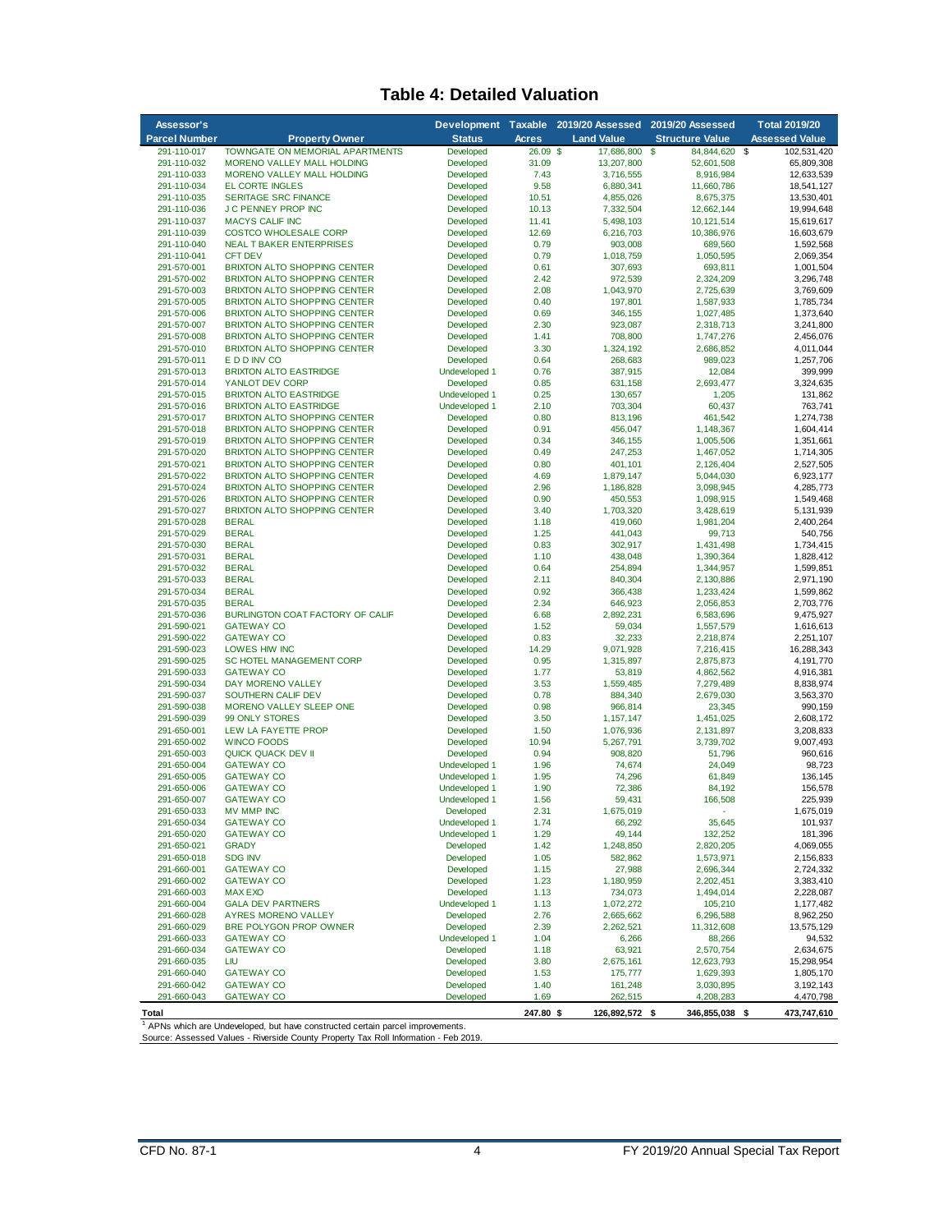# Table 4: Detailed Valuation

| Assessor's Parcel Number | Property Owner | Development Status | Taxable Acres | 2019/20 Assessed Land Value | 2019/20 Assessed Structure Value | Total 2019/20 Assessed Value |
|---|---|---|---|---|---|---|
| 291-110-017 | TOWNGATE ON MEMORIAL APARTMENTS | Developed | 26.09 | $ 17,686,800 | $ 84,844,620 | $ 102,531,420 |
| 291-110-032 | MORENO VALLEY MALL HOLDING | Developed | 31.09 | 13,207,800 | 52,601,508 | 65,809,308 |
| 291-110-033 | MORENO VALLEY MALL HOLDING | Developed | 7.43 | 3,716,555 | 8,916,984 | 12,633,539 |
| 291-110-034 | EL CORTE INGLES | Developed | 9.58 | 6,880,341 | 11,660,786 | 18,541,127 |
| 291-110-035 | SERITAGE SRC FINANCE | Developed | 10.51 | 4,855,026 | 8,675,375 | 13,530,401 |
| 291-110-036 | J C PENNEY PROP INC | Developed | 10.13 | 7,332,504 | 12,662,144 | 19,994,648 |
| 291-110-037 | MACYS CALIF INC | Developed | 11.41 | 5,498,103 | 10,121,514 | 15,619,617 |
| 291-110-039 | COSTCO WHOLESALE CORP | Developed | 12.69 | 6,216,703 | 10,386,976 | 16,603,679 |
| 291-110-040 | NEAL T BAKER ENTERPRISES | Developed | 0.79 | 903,008 | 689,560 | 1,592,568 |
| 291-110-041 | CFT DEV | Developed | 0.79 | 1,018,759 | 1,050,595 | 2,069,354 |
| 291-570-001 | BRIXTON ALTO SHOPPING CENTER | Developed | 0.61 | 307,693 | 693,811 | 1,001,504 |
| 291-570-002 | BRIXTON ALTO SHOPPING CENTER | Developed | 2.42 | 972,539 | 2,324,209 | 3,296,748 |
| 291-570-003 | BRIXTON ALTO SHOPPING CENTER | Developed | 2.08 | 1,043,970 | 2,725,639 | 3,769,609 |
| 291-570-005 | BRIXTON ALTO SHOPPING CENTER | Developed | 0.40 | 197,801 | 1,587,933 | 1,785,734 |
| 291-570-006 | BRIXTON ALTO SHOPPING CENTER | Developed | 0.69 | 346,155 | 1,027,485 | 1,373,640 |
| 291-570-007 | BRIXTON ALTO SHOPPING CENTER | Developed | 2.30 | 923,087 | 2,318,713 | 3,241,800 |
| 291-570-008 | BRIXTON ALTO SHOPPING CENTER | Developed | 1.41 | 708,800 | 1,747,276 | 2,456,076 |
| 291-570-010 | BRIXTON ALTO SHOPPING CENTER | Developed | 3.30 | 1,324,192 | 2,686,852 | 4,011,044 |
| 291-570-011 | E D D INV CO | Developed | 0.64 | 268,683 | 989,023 | 1,257,706 |
| 291-570-013 | BRIXTON ALTO EASTRIDGE | Undeveloped [1] | 0.76 | 387,915 | 12,084 | 399,999 |
| 291-570-014 | YANLOT DEV CORP | Developed | 0.85 | 631,158 | 2,693,477 | 3,324,635 |
| 291-570-015 | BRIXTON ALTO EASTRIDGE | Undeveloped [1] | 0.25 | 130,657 | 1,205 | 131,862 |
| 291-570-016 | BRIXTON ALTO EASTRIDGE | Undeveloped [1] | 2.10 | 703,304 | 60,437 | 763,741 |
| 291-570-017 | BRIXTON ALTO SHOPPING CENTER | Developed | 0.80 | 813,196 | 461,542 | 1,274,738 |
| 291-570-018 | BRIXTON ALTO SHOPPING CENTER | Developed | 0.91 | 456,047 | 1,148,367 | 1,604,414 |
| 291-570-019 | BRIXTON ALTO SHOPPING CENTER | Developed | 0.34 | 346,155 | 1,005,506 | 1,351,661 |
| 291-570-020 | BRIXTON ALTO SHOPPING CENTER | Developed | 0.49 | 247,253 | 1,467,052 | 1,714,305 |
| 291-570-021 | BRIXTON ALTO SHOPPING CENTER | Developed | 0.80 | 401,101 | 2,126,404 | 2,527,505 |
| 291-570-022 | BRIXTON ALTO SHOPPING CENTER | Developed | 4.69 | 1,879,147 | 5,044,030 | 6,923,177 |
| 291-570-024 | BRIXTON ALTO SHOPPING CENTER | Developed | 2.96 | 1,186,828 | 3,098,945 | 4,285,773 |
| 291-570-026 | BRIXTON ALTO SHOPPING CENTER | Developed | 0.90 | 450,553 | 1,098,915 | 1,549,468 |
| 291-570-027 | BRIXTON ALTO SHOPPING CENTER | Developed | 3.40 | 1,703,320 | 3,428,619 | 5,131,939 |
| 291-570-028 | BERAL | Developed | 1.18 | 419,060 | 1,981,204 | 2,400,264 |
| 291-570-029 | BERAL | Developed | 1.25 | 441,043 | 99,713 | 540,756 |
| 291-570-030 | BERAL | Developed | 0.83 | 302,917 | 1,431,498 | 1,734,415 |
| 291-570-031 | BERAL | Developed | 1.10 | 438,048 | 1,390,364 | 1,828,412 |
| 291-570-032 | BERAL | Developed | 0.64 | 254,894 | 1,344,957 | 1,599,851 |
| 291-570-033 | BERAL | Developed | 2.11 | 840,304 | 2,130,886 | 2,971,190 |
| 291-570-034 | BERAL | Developed | 0.92 | 366,438 | 1,233,424 | 1,599,862 |
| 291-570-035 | BERAL | Developed | 2.34 | 646,923 | 2,056,853 | 2,703,776 |
| 291-570-036 | BURLINGTON COAT FACTORY OF CALIF | Developed | 6.68 | 2,892,231 | 6,583,696 | 9,475,927 |
| 291-590-021 | GATEWAY CO | Developed | 1.52 | 59,034 | 1,557,579 | 1,616,613 |
| 291-590-022 | GATEWAY CO | Developed | 0.83 | 32,233 | 2,218,874 | 2,251,107 |
| 291-590-023 | LOWES HIW INC | Developed | 14.29 | 9,071,928 | 7,216,415 | 16,288,343 |
| 291-590-025 | SC HOTEL MANAGEMENT CORP | Developed | 0.95 | 1,315,897 | 2,875,873 | 4,191,770 |
| 291-590-033 | GATEWAY CO | Developed | 1.77 | 53,819 | 4,862,562 | 4,916,381 |
| 291-590-034 | DAY MORENO VALLEY | Developed | 3.53 | 1,559,485 | 7,279,489 | 8,838,974 |
| 291-590-037 | SOUTHERN CALIF DEV | Developed | 0.78 | 884,340 | 2,679,030 | 3,563,370 |
| 291-590-038 | MORENO VALLEY SLEEP ONE | Developed | 0.98 | 966,814 | 23,345 | 990,159 |
| 291-590-039 | 99 ONLY STORES | Developed | 3.50 | 1,157,147 | 1,451,025 | 2,608,172 |
| 291-650-001 | LEW LA FAYETTE PROP | Developed | 1.50 | 1,076,936 | 2,131,897 | 3,208,833 |
| 291-650-002 | WINCO FOODS | Developed | 10.94 | 5,267,791 | 3,739,702 | 9,007,493 |
| 291-650-003 | QUICK QUACK DEV II | Developed | 0.94 | 908,820 | 51,796 | 960,616 |
| 291-650-004 | GATEWAY CO | Undeveloped [1] | 1.96 | 74,674 | 24,049 | 98,723 |
| 291-650-005 | GATEWAY CO | Undeveloped [1] | 1.95 | 74,296 | 61,849 | 136,145 |
| 291-650-006 | GATEWAY CO | Undeveloped [1] | 1.90 | 72,386 | 84,192 | 156,578 |
| 291-650-007 | GATEWAY CO | Undeveloped [1] | 1.56 | 59,431 | 166,508 | 225,939 |
| 291-650-033 | MV MMP INC | Developed | 2.31 | 1,675,019 | - | 1,675,019 |
| 291-650-034 | GATEWAY CO | Undeveloped [1] | 1.74 | 66,292 | 35,645 | 101,937 |
| 291-650-020 | GATEWAY CO | Undeveloped [1] | 1.29 | 49,144 | 132,252 | 181,396 |
| 291-650-021 | GRADY | Developed | 1.42 | 1,248,850 | 2,820,205 | 4,069,055 |
| 291-650-018 | SDG INV | Developed | 1.05 | 582,862 | 1,573,971 | 2,156,833 |
| 291-660-001 | GATEWAY CO | Developed | 1.15 | 27,988 | 2,696,344 | 2,724,332 |
| 291-660-002 | GATEWAY CO | Developed | 1.23 | 1,180,959 | 2,202,451 | 3,383,410 |
| 291-660-003 | MAX EXO | Developed | 1.13 | 734,073 | 1,494,014 | 2,228,087 |
| 291-660-004 | GALA DEV PARTNERS | Undeveloped [1] | 1.13 | 1,072,272 | 105,210 | 1,177,482 |
| 291-660-028 | AYRES MORENO VALLEY | Developed | 2.76 | 2,665,662 | 6,296,588 | 8,962,250 |
| 291-660-029 | BRE POLYGON PROP OWNER | Developed | 2.39 | 2,262,521 | 11,312,608 | 13,575,129 |
| 291-660-033 | GATEWAY CO | Undeveloped [1] | 1.04 | 6,266 | 88,266 | 94,532 |
| 291-660-034 | GATEWAY CO | Developed | 1.18 | 63,921 | 2,570,754 | 2,634,675 |
| 291-660-035 | LIU | Developed | 3.80 | 2,675,161 | 12,623,793 | 15,298,954 |
| 291-660-040 | GATEWAY CO | Developed | 1.53 | 175,777 | 1,629,393 | 1,805,170 |
| 291-660-042 | GATEWAY CO | Developed | 1.40 | 161,248 | 3,030,895 | 3,192,143 |
| 291-660-043 | GATEWAY CO | Developed | 1.69 | 262,515 | 4,208,283 | 4,470,798 |
| **Total** | | | **247.80** | **$ 126,892,572** | **$ 346,855,038** | **$ 473,747,610** |

[1] APNs which are Undeveloped, but have constructed certain parcel improvements.

Source: Assessed Values - Riverside County Property Tax Roll Information - Feb 2019.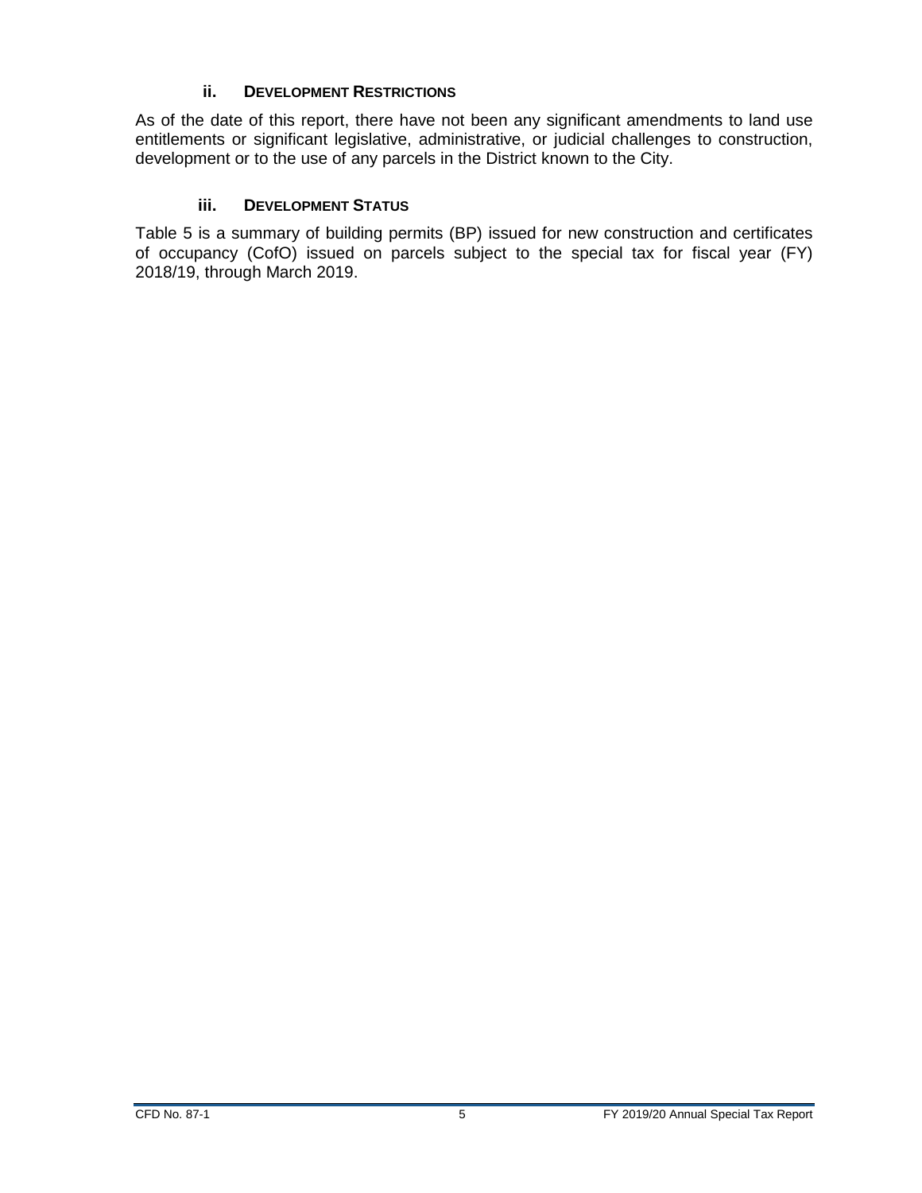### ii. DEVELOPMENT RESTRICTIONS

As of the date of this report, there have not been any significant amendments to land use entitlements or significant legislative, administrative, or judicial challenges to construction, development or to the use of any parcels in the District known to the City.

### iii. DEVELOPMENT STATUS

Table 5 is a summary of building permits (BP) issued for new construction and certificates of occupancy (CofO) issued on parcels subject to the special tax for fiscal year (FY) 2018/19, through March 2019.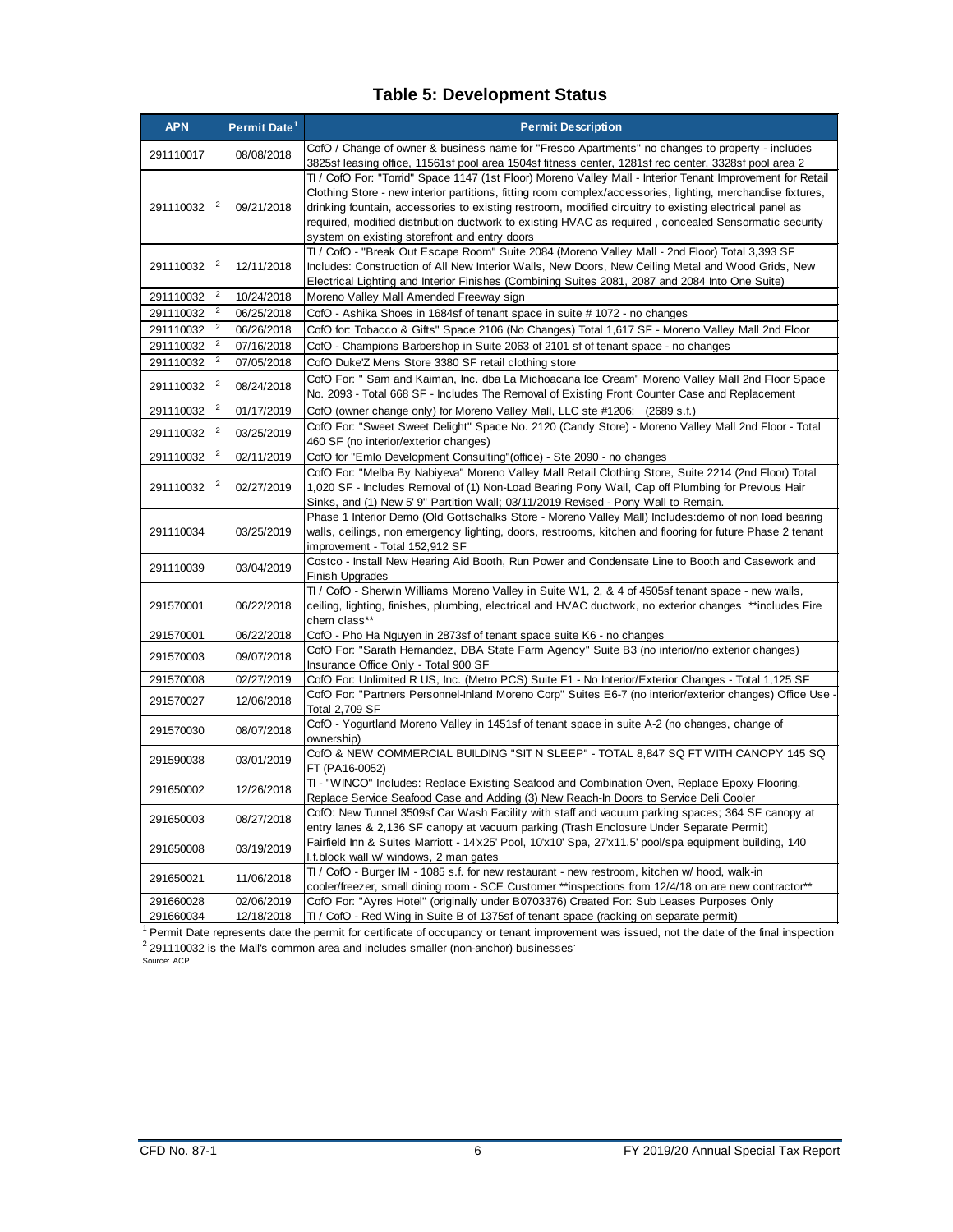## Table 5: Development Status

| APN | Permit Date[1] | Permit Description |
|---|---|---|
| 291110017 | 08/08/2018 | CofO / Change of owner & business name for "Fresco Apartments" no changes to property - includes 3825sf leasing office, 11561sf pool area 1504sf fitness center, 1281sf rec center, 3328sf pool area 2 |
| 291110032 [2] | 09/21/2018 | TI / CofO For: "Torrid" Space 1147 (1st Floor) Moreno Valley Mall - Interior Tenant Improvement for Retail Clothing Store - new interior partitions, fitting room complex/accessories, lighting, merchandise fixtures, drinking fountain, accessories to existing restroom, modified circuitry to existing electrical panel as required, modified distribution ductwork to existing HVAC as required , concealed Sensormatic security system on existing storefront and entry doors |
| 291110032 [2] | 12/11/2018 | TI / CofO - "Break Out Escape Room" Suite 2084 (Moreno Valley Mall - 2nd Floor) Total 3,393 SF Includes: Construction of All New Interior Walls, New Doors, New Ceiling Metal and Wood Grids, New Electrical Lighting and Interior Finishes (Combining Suites 2081, 2087 and 2084 Into One Suite) |
| 291110032 [2] | 10/24/2018 | Moreno Valley Mall Amended Freeway sign |
| 291110032 [2] | 06/25/2018 | CofO - Ashika Shoes in 1684sf of tenant space in suite # 1072 - no changes |
| 291110032 [2] | 06/26/2018 | CofO for: Tobacco & Gifts" Space 2106 (No Changes) Total 1,617 SF - Moreno Valley Mall 2nd Floor |
| 291110032 [2] | 07/16/2018 | CofO - Champions Barbershop in Suite 2063 of 2101 sf of tenant space - no changes |
| 291110032 [2] | 07/05/2018 | CofO Duke'Z Mens Store 3380 SF retail clothing store |
| 291110032 [2] | 08/24/2018 | CofO For: " Sam and Kaiman, Inc. dba La Michoacana Ice Cream" Moreno Valley Mall 2nd Floor Space No. 2093 - Total 668 SF - Includes The Removal of Existing Front Counter Case and Replacement |
| 291110032 [2] | 01/17/2019 | CofO (owner change only) for Moreno Valley Mall, LLC ste #1206; (2689 s.f.) |
| 291110032 [2] | 03/25/2019 | CofO For: "Sweet Sweet Delight" Space No. 2120 (Candy Store) - Moreno Valley Mall 2nd Floor - Total 460 SF (no interior/exterior changes) |
| 291110032 [2] | 02/11/2019 | CofO for "Emlo Development Consulting"(office) - Ste 2090 - no changes |
| 291110032 [2] | 02/27/2019 | CofO For: "Melba By Nabiyeva" Moreno Valley Mall Retail Clothing Store, Suite 2214 (2nd Floor) Total 1,020 SF - Includes Removal of (1) Non-Load Bearing Pony Wall, Cap off Plumbing for Previous Hair Sinks, and (1) New 5' 9" Partition Wall; 03/11/2019 Revised - Pony Wall to Remain. |
| 291110034 | 03/25/2019 | Phase 1 Interior Demo (Old Gottschalks Store - Moreno Valley Mall) Includes:demo of non load bearing walls, ceilings, non emergency lighting, doors, restrooms, kitchen and flooring for future Phase 2 tenant improvement - Total 152,912 SF |
| 291110039 | 03/04/2019 | Costco - Install New Hearing Aid Booth, Run Power and Condensate Line to Booth and Casework and Finish Upgrades |
| 291570001 | 06/22/2018 | TI / CofO - Sherwin Williams Moreno Valley in Suite W1, 2, & 4 of 4505sf tenant space - new walls, ceiling, lighting, finishes, plumbing, electrical and HVAC ductwork, no exterior changes **includes Fire chem class** |
| 291570001 | 06/22/2018 | CofO - Pho Ha Nguyen in 2873sf of tenant space suite K6 - no changes |
| 291570003 | 09/07/2018 | CofO For: "Sarath Hernandez, DBA State Farm Agency" Suite B3 (no interior/no exterior changes) Insurance Office Only - Total 900 SF |
| 291570008 | 02/27/2019 | CofO For: Unlimited R US, Inc. (Metro PCS) Suite F1 - No Interior/Exterior Changes - Total 1,125 SF |
| 291570027 | 12/06/2018 | CofO For: "Partners Personnel-Inland Moreno Corp" Suites E6-7 (no interior/exterior changes) Office Use - Total 2,709 SF |
| 291570030 | 08/07/2018 | CofO - Yogurtland Moreno Valley in 1451sf of tenant space in suite A-2 (no changes, change of ownership) |
| 291590038 | 03/01/2019 | CofO & NEW COMMERCIAL BUILDING "SIT N SLEEP" - TOTAL 8,847 SQ FT WITH CANOPY 145 SQ FT (PA16-0052) |
| 291650002 | 12/26/2018 | TI - "WINCO" Includes: Replace Existing Seafood and Combination Oven, Replace Epoxy Flooring, Replace Service Seafood Case and Adding (3) New Reach-In Doors to Service Deli Cooler |
| 291650003 | 08/27/2018 | CofO: New Tunnel 3509sf Car Wash Facility with staff and vacuum parking spaces; 364 SF canopy at entry lanes & 2,136 SF canopy at vacuum parking (Trash Enclosure Under Separate Permit) |
| 291650008 | 03/19/2019 | Fairfield Inn & Suites Marriott - 14'x25' Pool, 10'x10' Spa, 27'x11.5' pool/spa equipment building, 140 l.f.block wall w/ windows, 2 man gates |
| 291650021 | 11/06/2018 | TI / CofO - Burger IM - 1085 s.f. for new restaurant - new restroom, kitchen w/ hood, walk-in cooler/freezer, small dining room - SCE Customer **inspections from 12/4/18 on are new contractor** |
| 291660028 | 02/06/2019 | CofO For: "Ayres Hotel" (originally under B0703376) Created For: Sub Leases Purposes Only |
| 291660034 | 12/18/2018 | TI / CofO - Red Wing in Suite B of 1375sf of tenant space (racking on separate permit) |

[1] Permit Date represents date the permit for certificate of occupancy or tenant improvement was issued, not the date of the final inspection

[2] 291110032 is the Mall's common area and includes smaller (non-anchor) businesses

Source: ACP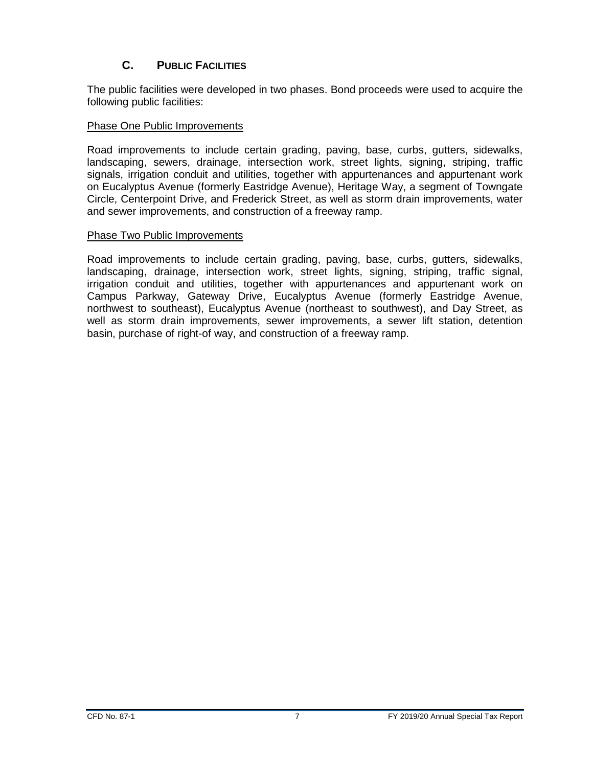## C. PUBLIC FACILITIES

The public facilities were developed in two phases. Bond proceeds were used to acquire the following public facilities:

Phase One Public Improvements

Road improvements to include certain grading, paving, base, curbs, gutters, sidewalks, landscaping, sewers, drainage, intersection work, street lights, signing, striping, traffic signals, irrigation conduit and utilities, together with appurtenances and appurtenant work on Eucalyptus Avenue (formerly Eastridge Avenue), Heritage Way, a segment of Towngate Circle, Centerpoint Drive, and Frederick Street, as well as storm drain improvements, water and sewer improvements, and construction of a freeway ramp.

Phase Two Public Improvements

Road improvements to include certain grading, paving, base, curbs, gutters, sidewalks, landscaping, drainage, intersection work, street lights, signing, striping, traffic signal, irrigation conduit and utilities, together with appurtenances and appurtenant work on Campus Parkway, Gateway Drive, Eucalyptus Avenue (formerly Eastridge Avenue, northwest to southeast), Eucalyptus Avenue (northeast to southwest), and Day Street, as well as storm drain improvements, sewer improvements, a sewer lift station, detention basin, purchase of right-of way, and construction of a freeway ramp.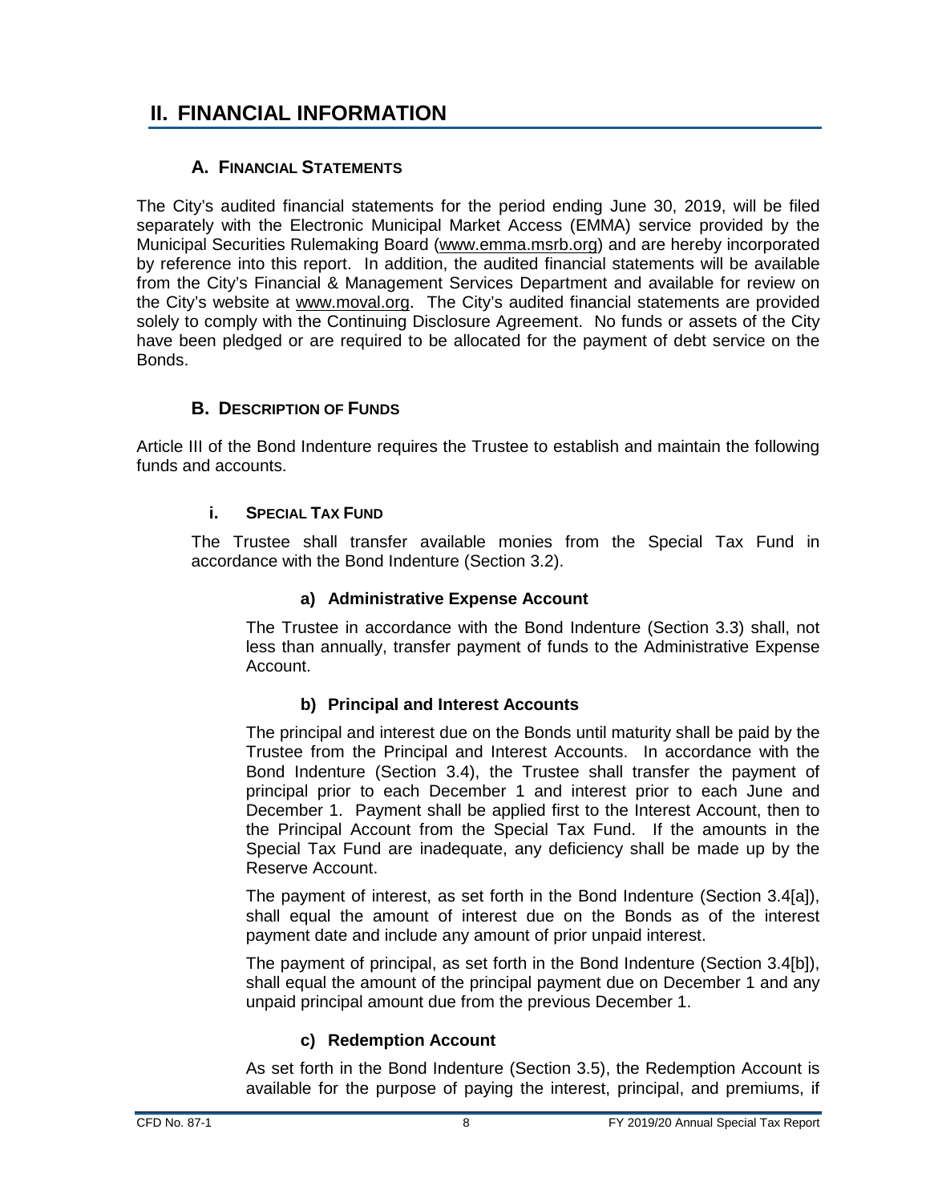# II. FINANCIAL INFORMATION

## A. Financial Statements

The City's audited financial statements for the period ending June 30, 2019, will be filed separately with the Electronic Municipal Market Access (EMMA) service provided by the Municipal Securities Rulemaking Board (www.emma.msrb.org) and are hereby incorporated by reference into this report. In addition, the audited financial statements will be available from the City's Financial & Management Services Department and available for review on the City's website at www.moval.org. The City's audited financial statements are provided solely to comply with the Continuing Disclosure Agreement. No funds or assets of the City have been pledged or are required to be allocated for the payment of debt service on the Bonds.

## B. Description of Funds

Article III of the Bond Indenture requires the Trustee to establish and maintain the following funds and accounts.

### i. Special Tax Fund

The Trustee shall transfer available monies from the Special Tax Fund in accordance with the Bond Indenture (Section 3.2).

#### a) Administrative Expense Account

The Trustee in accordance with the Bond Indenture (Section 3.3) shall, not less than annually, transfer payment of funds to the Administrative Expense Account.

#### b) Principal and Interest Accounts

The principal and interest due on the Bonds until maturity shall be paid by the Trustee from the Principal and Interest Accounts. In accordance with the Bond Indenture (Section 3.4), the Trustee shall transfer the payment of principal prior to each December 1 and interest prior to each June and December 1. Payment shall be applied first to the Interest Account, then to the Principal Account from the Special Tax Fund. If the amounts in the Special Tax Fund are inadequate, any deficiency shall be made up by the Reserve Account.

The payment of interest, as set forth in the Bond Indenture (Section 3.4[a]), shall equal the amount of interest due on the Bonds as of the interest payment date and include any amount of prior unpaid interest.

The payment of principal, as set forth in the Bond Indenture (Section 3.4[b]), shall equal the amount of the principal payment due on December 1 and any unpaid principal amount due from the previous December 1.

#### c) Redemption Account

As set forth in the Bond Indenture (Section 3.5), the Redemption Account is available for the purpose of paying the interest, principal, and premiums, if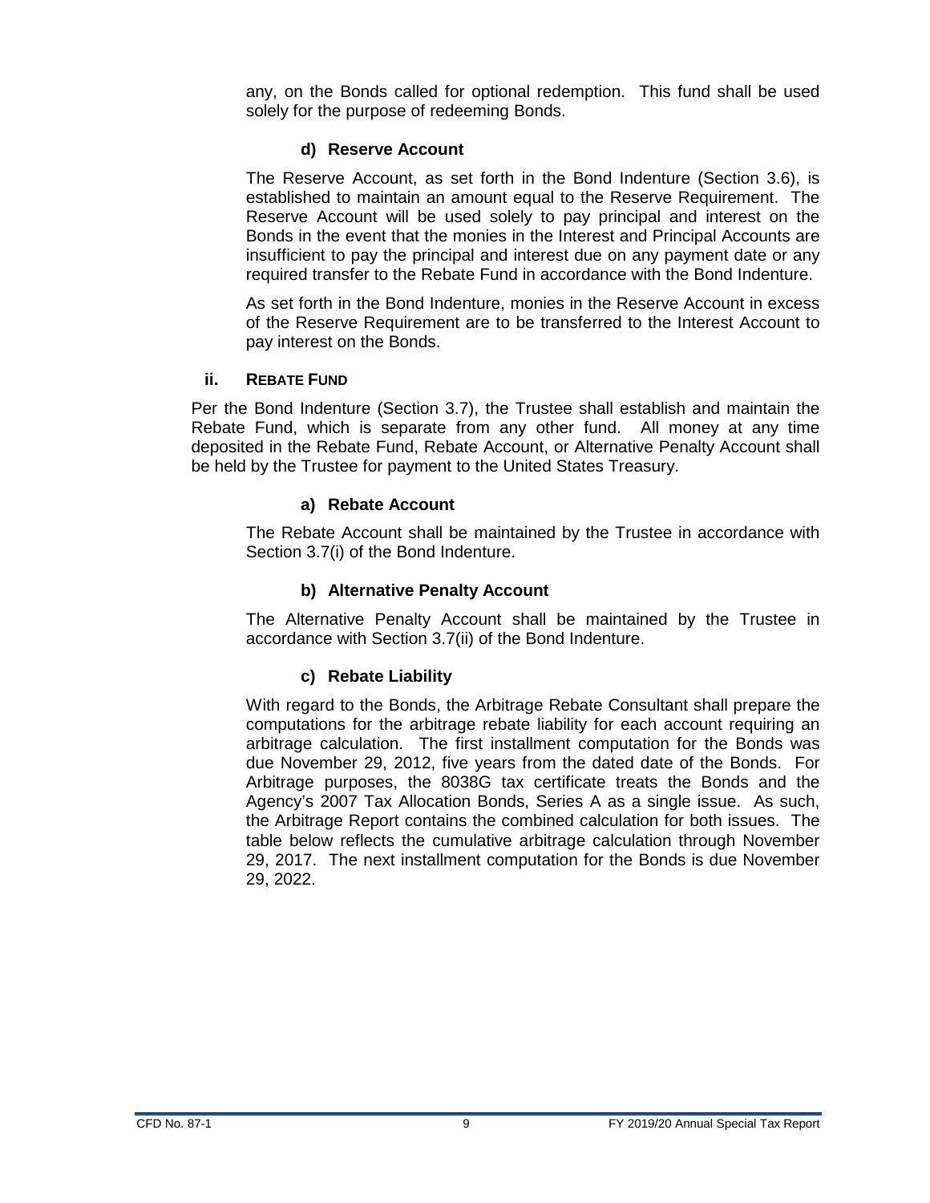any, on the Bonds called for optional redemption. This fund shall be used solely for the purpose of redeeming Bonds.

#### d) Reserve Account

The Reserve Account, as set forth in the Bond Indenture (Section 3.6), is established to maintain an amount equal to the Reserve Requirement. The Reserve Account will be used solely to pay principal and interest on the Bonds in the event that the monies in the Interest and Principal Accounts are insufficient to pay the principal and interest due on any payment date or any required transfer to the Rebate Fund in accordance with the Bond Indenture.

As set forth in the Bond Indenture, monies in the Reserve Account in excess of the Reserve Requirement are to be transferred to the Interest Account to pay interest on the Bonds.

### ii. Rebate Fund

Per the Bond Indenture (Section 3.7), the Trustee shall establish and maintain the Rebate Fund, which is separate from any other fund. All money at any time deposited in the Rebate Fund, Rebate Account, or Alternative Penalty Account shall be held by the Trustee for payment to the United States Treasury.

#### a) Rebate Account

The Rebate Account shall be maintained by the Trustee in accordance with Section 3.7(i) of the Bond Indenture.

#### b) Alternative Penalty Account

The Alternative Penalty Account shall be maintained by the Trustee in accordance with Section 3.7(ii) of the Bond Indenture.

#### c) Rebate Liability

With regard to the Bonds, the Arbitrage Rebate Consultant shall prepare the computations for the arbitrage rebate liability for each account requiring an arbitrage calculation. The first installment computation for the Bonds was due November 29, 2012, five years from the dated date of the Bonds. For Arbitrage purposes, the 8038G tax certificate treats the Bonds and the Agency's 2007 Tax Allocation Bonds, Series A as a single issue. As such, the Arbitrage Report contains the combined calculation for both issues. The table below reflects the cumulative arbitrage calculation through November 29, 2017. The next installment computation for the Bonds is due November 29, 2022.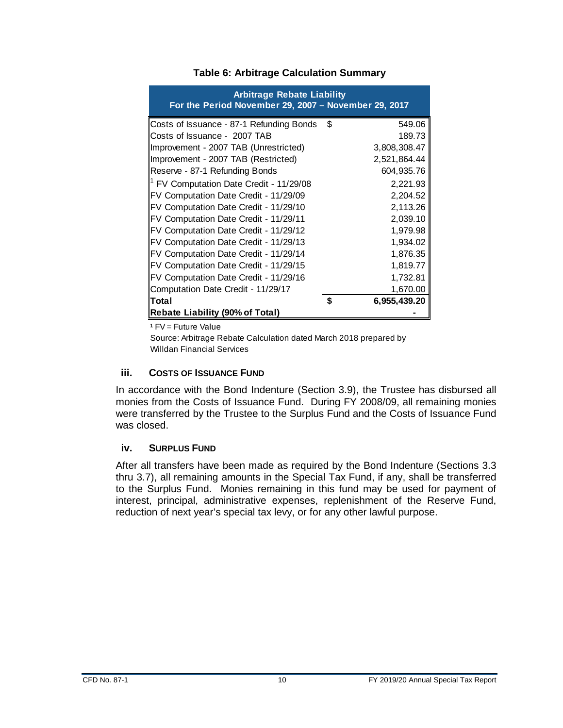**Table 6: Arbitrage Calculation Summary**

| Arbitrage Rebate Liability For the Period November 29, 2007 – November 29, 2017 | | |
|---|---|---|
| Costs of Issuance - 87-1 Refunding Bonds | $ | 549.06 |
| Costs of Issuance - 2007 TAB | | 189.73 |
| Improvement - 2007 TAB (Unrestricted) | | 3,808,308.47 |
| Improvement - 2007 TAB (Restricted) | | 2,521,864.44 |
| Reserve - 87-1 Refunding Bonds | | 604,935.76 |
| [1] FV Computation Date Credit - 11/29/08 | | 2,221.93 |
| FV Computation Date Credit - 11/29/09 | | 2,204.52 |
| FV Computation Date Credit - 11/29/10 | | 2,113.26 |
| FV Computation Date Credit - 11/29/11 | | 2,039.10 |
| FV Computation Date Credit - 11/29/12 | | 1,979.98 |
| FV Computation Date Credit - 11/29/13 | | 1,934.02 |
| FV Computation Date Credit - 11/29/14 | | 1,876.35 |
| FV Computation Date Credit - 11/29/15 | | 1,819.77 |
| FV Computation Date Credit - 11/29/16 | | 1,732.81 |
| Computation Date Credit - 11/29/17 | | 1,670.00 |
| **Total** | **$** | **6,955,439.20** |
| **Rebate Liability (90% of Total)** | | **-** |

[1] FV = Future Value

Source: Arbitrage Rebate Calculation dated March 2018 prepared by Willdan Financial Services

### iii. Costs of Issuance Fund

In accordance with the Bond Indenture (Section 3.9), the Trustee has disbursed all monies from the Costs of Issuance Fund. During FY 2008/09, all remaining monies were transferred by the Trustee to the Surplus Fund and the Costs of Issuance Fund was closed.

### iv. Surplus Fund

After all transfers have been made as required by the Bond Indenture (Sections 3.3 thru 3.7), all remaining amounts in the Special Tax Fund, if any, shall be transferred to the Surplus Fund. Monies remaining in this fund may be used for payment of interest, principal, administrative expenses, replenishment of the Reserve Fund, reduction of next year's special tax levy, or for any other lawful purpose.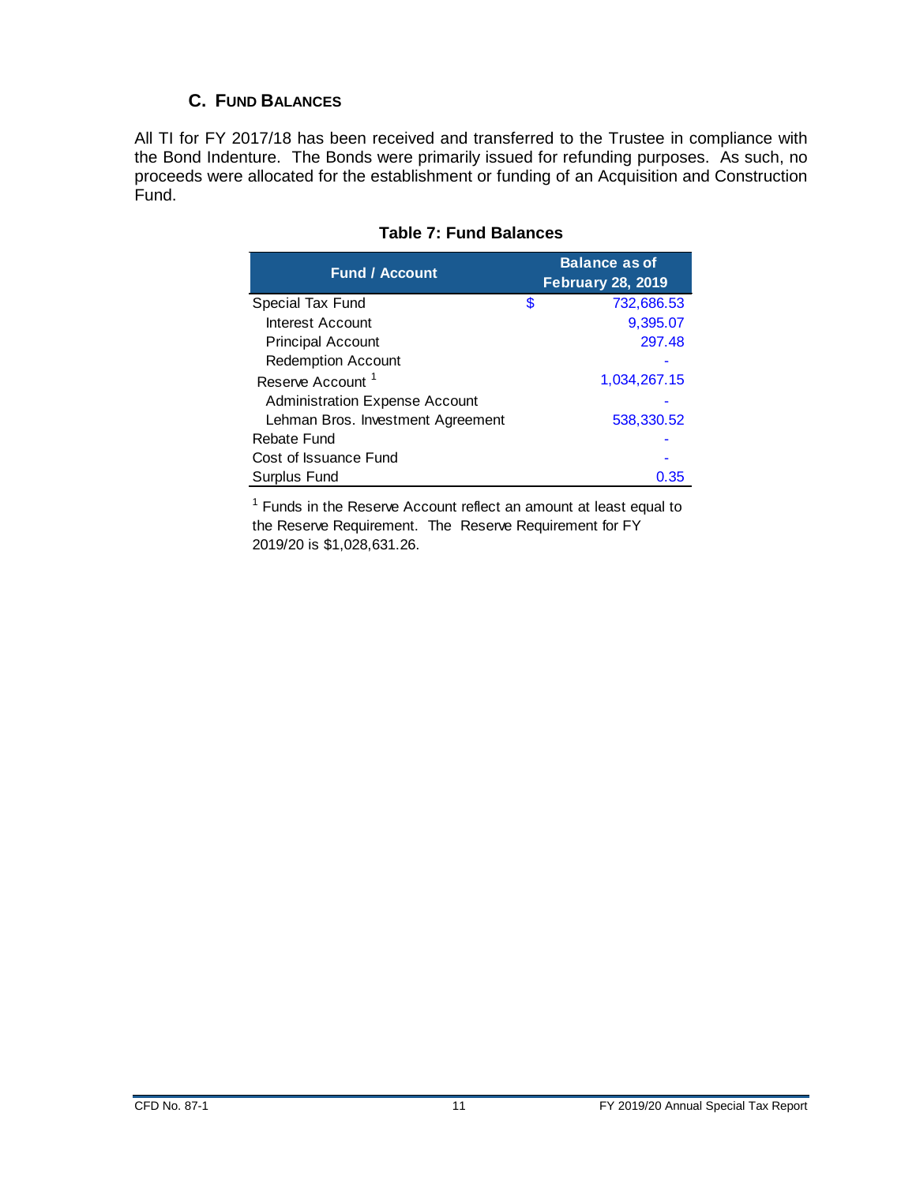### C. Fund Balances

All TI for FY 2017/18 has been received and transferred to the Trustee in compliance with the Bond Indenture. The Bonds were primarily issued for refunding purposes. As such, no proceeds were allocated for the establishment or funding of an Acquisition and Construction Fund.

**Table 7: Fund Balances**

| Fund / Account | Balance as of February 28, 2019 |
|---|---|
| Special Tax Fund | $ 732,686.53 |
| Interest Account | 9,395.07 |
| Principal Account | 297.48 |
| Redemption Account | - |
| Reserve Account [1] | 1,034,267.15 |
| Administration Expense Account | - |
| Lehman Bros. Investment Agreement | 538,330.52 |
| Rebate Fund | - |
| Cost of Issuance Fund | - |
| Surplus Fund | 0.35 |

[1] Funds in the Reserve Account reflect an amount at least equal to the Reserve Requirement. The Reserve Requirement for FY 2019/20 is $1,028,631.26.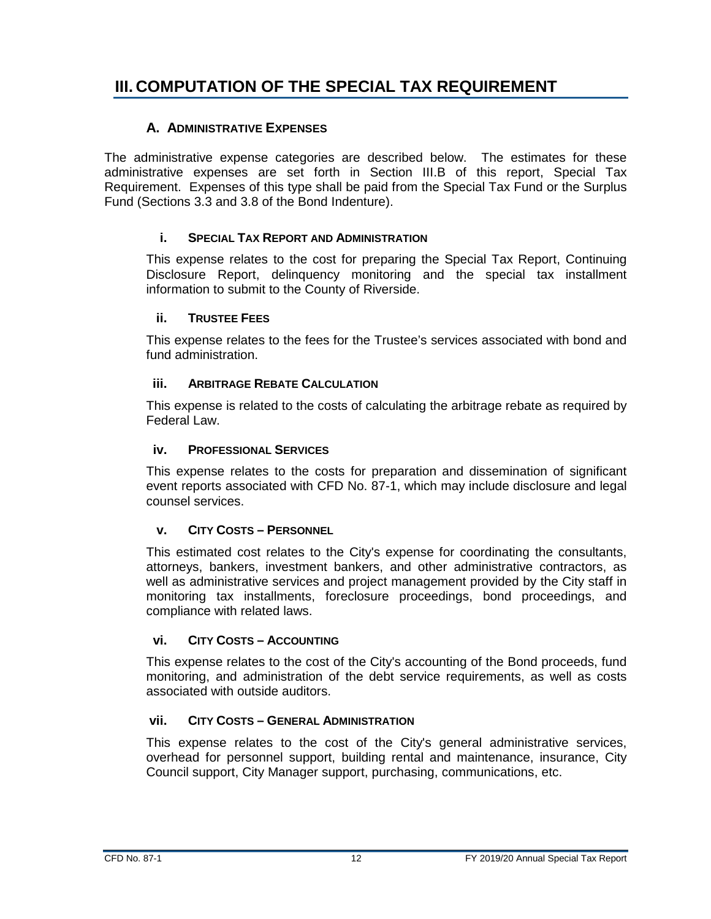# III. COMPUTATION OF THE SPECIAL TAX REQUIREMENT

## A. ADMINISTRATIVE EXPENSES

The administrative expense categories are described below. The estimates for these administrative expenses are set forth in Section III.B of this report, Special Tax Requirement. Expenses of this type shall be paid from the Special Tax Fund or the Surplus Fund (Sections 3.3 and 3.8 of the Bond Indenture).

### i. SPECIAL TAX REPORT AND ADMINISTRATION

This expense relates to the cost for preparing the Special Tax Report, Continuing Disclosure Report, delinquency monitoring and the special tax installment information to submit to the County of Riverside.

### ii. TRUSTEE FEES

This expense relates to the fees for the Trustee's services associated with bond and fund administration.

### iii. ARBITRAGE REBATE CALCULATION

This expense is related to the costs of calculating the arbitrage rebate as required by Federal Law.

### iv. PROFESSIONAL SERVICES

This expense relates to the costs for preparation and dissemination of significant event reports associated with CFD No. 87-1, which may include disclosure and legal counsel services.

### v. CITY COSTS – PERSONNEL

This estimated cost relates to the City's expense for coordinating the consultants, attorneys, bankers, investment bankers, and other administrative contractors, as well as administrative services and project management provided by the City staff in monitoring tax installments, foreclosure proceedings, bond proceedings, and compliance with related laws.

### vi. CITY COSTS – ACCOUNTING

This expense relates to the cost of the City's accounting of the Bond proceeds, fund monitoring, and administration of the debt service requirements, as well as costs associated with outside auditors.

### vii. CITY COSTS – GENERAL ADMINISTRATION

This expense relates to the cost of the City's general administrative services, overhead for personnel support, building rental and maintenance, insurance, City Council support, City Manager support, purchasing, communications, etc.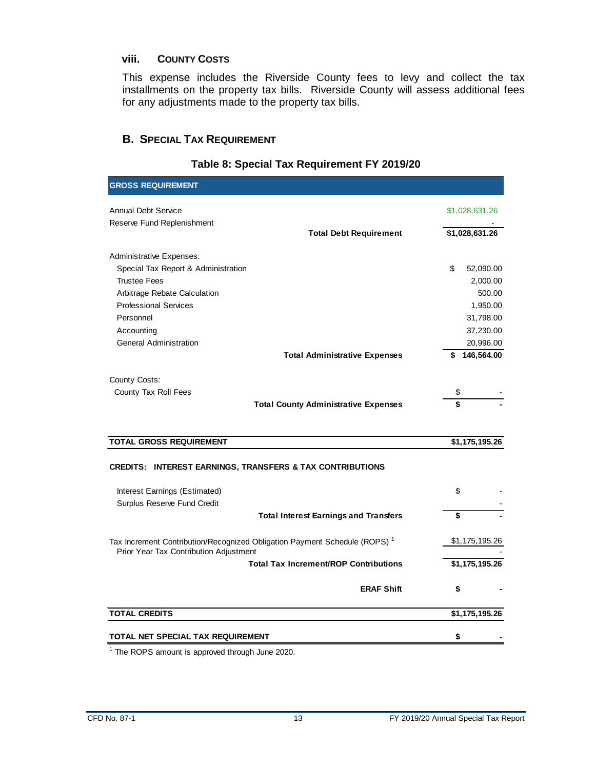### viii. County Costs

This expense includes the Riverside County fees to levy and collect the tax installments on the property tax bills. Riverside County will assess additional fees for any adjustments made to the property tax bills.

## B. Special Tax Requirement

### Table 8: Special Tax Requirement FY 2019/20

| GROSS REQUIREMENT | |
|---|---|
| Annual Debt Service | $1,028,631.26 |
| Reserve Fund Replenishment | - |
| **Total Debt Requirement** | **$1,028,631.26** |
| Administrative Expenses: | |
| Special Tax Report & Administration | $ 52,090.00 |
| Trustee Fees | 2,000.00 |
| Arbitrage Rebate Calculation | 500.00 |
| Professional Services | 1,950.00 |
| Personnel | 31,798.00 |
| Accounting | 37,230.00 |
| General Administration | 20,996.00 |
| **Total Administrative Expenses** | **$ 146,564.00** |
| County Costs: | |
| County Tax Roll Fees | $ - |
| **Total County Administrative Expenses** | **$ -** |
| **TOTAL GROSS REQUIREMENT** | **$1,175,195.26** |
| **CREDITS: INTEREST EARNINGS, TRANSFERS & TAX CONTRIBUTIONS** | |
| Interest Earnings (Estimated) | $ - |
| Surplus Reserve Fund Credit | - |
| **Total Interest Earnings and Transfers** | **$ -** |
| Tax Increment Contribution/Recognized Obligation Payment Schedule (ROPS) [1] | $1,175,195.26 |
| Prior Year Tax Contribution Adjustment | - |
| **Total Tax Increment/ROP Contributions** | **$1,175,195.26** |
| **ERAF Shift** | **$ -** |
| **TOTAL CREDITS** | **$1,175,195.26** |
| **TOTAL NET SPECIAL TAX REQUIREMENT** | **$ -** |

[1] The ROPS amount is approved through June 2020.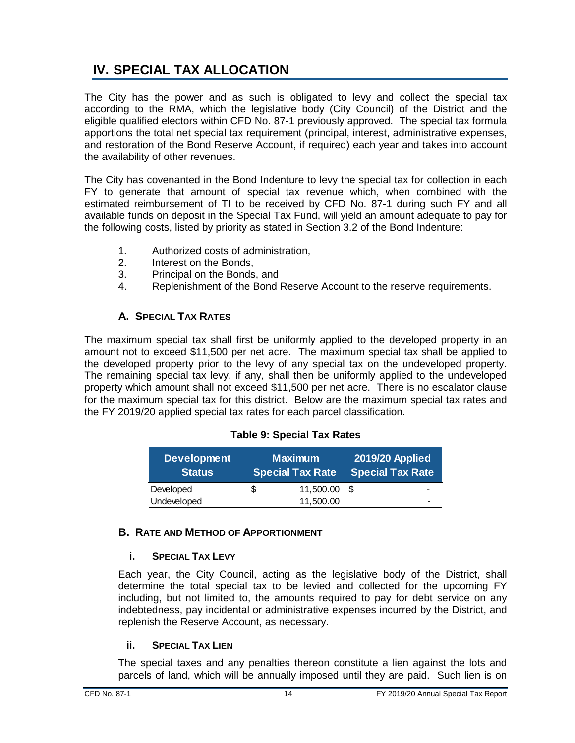# IV. SPECIAL TAX ALLOCATION

The City has the power and as such is obligated to levy and collect the special tax according to the RMA, which the legislative body (City Council) of the District and the eligible qualified electors within CFD No. 87-1 previously approved. The special tax formula apportions the total net special tax requirement (principal, interest, administrative expenses, and restoration of the Bond Reserve Account, if required) each year and takes into account the availability of other revenues.

The City has covenanted in the Bond Indenture to levy the special tax for collection in each FY to generate that amount of special tax revenue which, when combined with the estimated reimbursement of TI to be received by CFD No. 87-1 during such FY and all available funds on deposit in the Special Tax Fund, will yield an amount adequate to pay for the following costs, listed by priority as stated in Section 3.2 of the Bond Indenture:

1. Authorized costs of administration,
2. Interest on the Bonds,
3. Principal on the Bonds, and
4. Replenishment of the Bond Reserve Account to the reserve requirements.

## A. Special Tax Rates

The maximum special tax shall first be uniformly applied to the developed property in an amount not to exceed $11,500 per net acre. The maximum special tax shall be applied to the developed property prior to the levy of any special tax on the undeveloped property. The remaining special tax levy, if any, shall then be uniformly applied to the undeveloped property which amount shall not exceed $11,500 per net acre. There is no escalator clause for the maximum special tax for this district. Below are the maximum special tax rates and the FY 2019/20 applied special tax rates for each parcel classification.

**Table 9: Special Tax Rates**

| Development Status | Maximum Special Tax Rate | 2019/20 Applied Special Tax Rate |
|---|---|---|
| Developed | $ 11,500.00 | $ - |
| Undeveloped | 11,500.00 | - |

## B. Rate and Method of Apportionment

### i. Special Tax Levy

Each year, the City Council, acting as the legislative body of the District, shall determine the total special tax to be levied and collected for the upcoming FY including, but not limited to, the amounts required to pay for debt service on any indebtedness, pay incidental or administrative expenses incurred by the District, and replenish the Reserve Account, as necessary.

### ii. Special Tax Lien

The special taxes and any penalties thereon constitute a lien against the lots and parcels of land, which will be annually imposed until they are paid. Such lien is on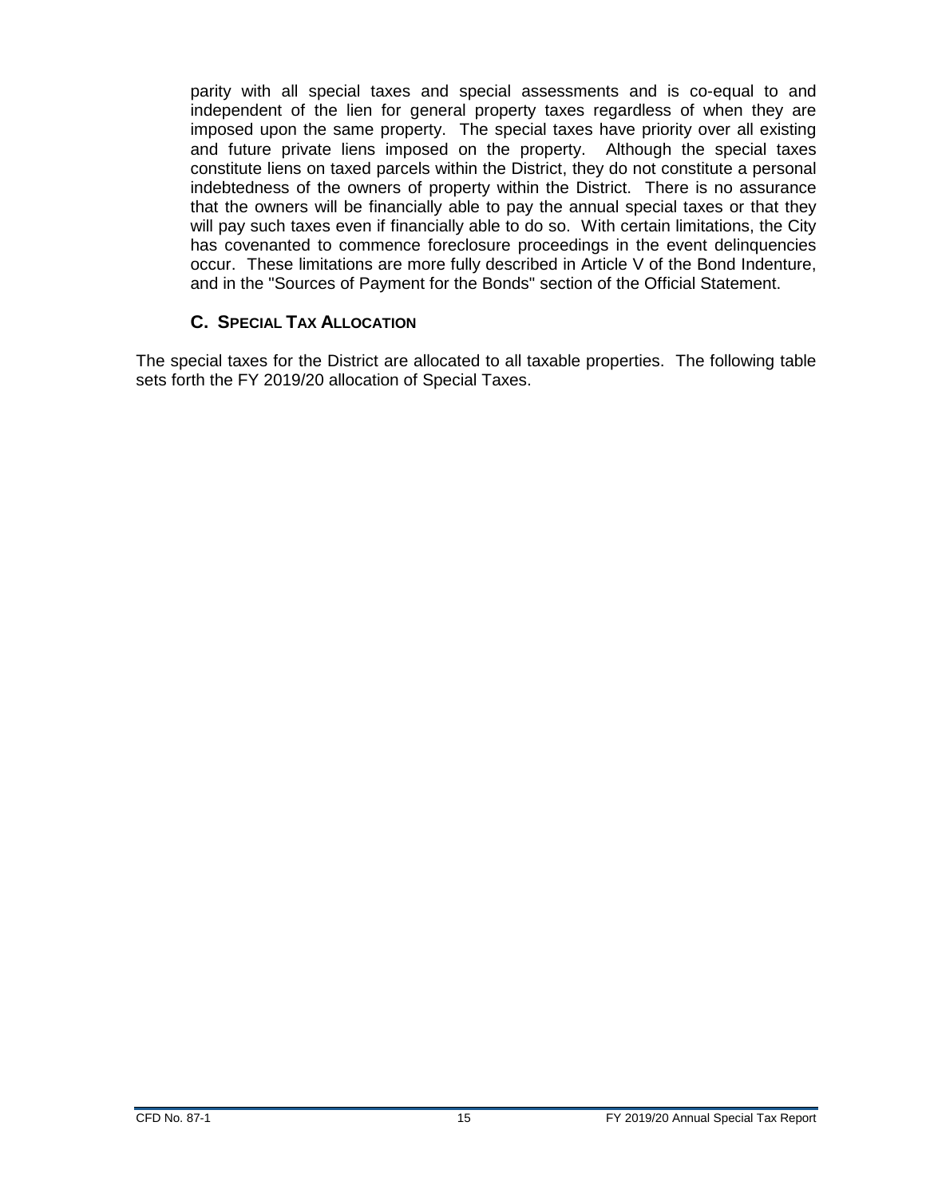parity with all special taxes and special assessments and is co-equal to and independent of the lien for general property taxes regardless of when they are imposed upon the same property. The special taxes have priority over all existing and future private liens imposed on the property. Although the special taxes constitute liens on taxed parcels within the District, they do not constitute a personal indebtedness of the owners of property within the District. There is no assurance that the owners will be financially able to pay the annual special taxes or that they will pay such taxes even if financially able to do so. With certain limitations, the City has covenanted to commence foreclosure proceedings in the event delinquencies occur. These limitations are more fully described in Article V of the Bond Indenture, and in the "Sources of Payment for the Bonds" section of the Official Statement.

### C. Special Tax Allocation

The special taxes for the District are allocated to all taxable properties. The following table sets forth the FY 2019/20 allocation of Special Taxes.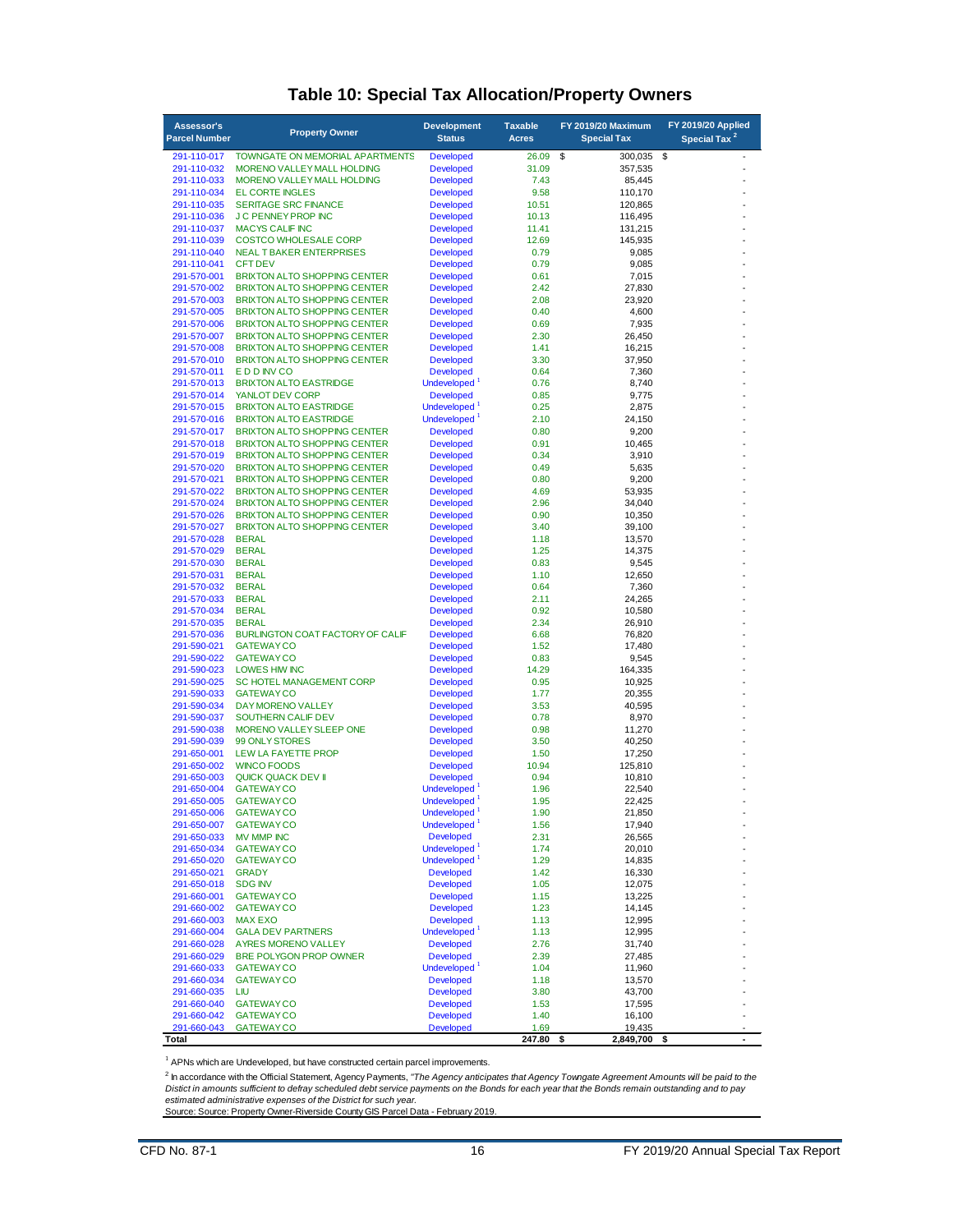# Table 10: Special Tax Allocation/Property Owners

| Assessor's Parcel Number | Property Owner | Development Status | Taxable Acres | FY 2019/20 Maximum Special Tax | FY 2019/20 Applied Special Tax [2] |
|---|---|---|---|---|---|
| 291-110-017 | TOWNGATE ON MEMORIAL APARTMENTS | Developed | 26.09 | $ 300,035 | $ - |
| 291-110-032 | MORENO VALLEY MALL HOLDING | Developed | 31.09 | 357,535 | - |
| 291-110-033 | MORENO VALLEY MALL HOLDING | Developed | 7.43 | 85,445 | - |
| 291-110-034 | EL CORTE INGLES | Developed | 9.58 | 110,170 | - |
| 291-110-035 | SERITAGE SRC FINANCE | Developed | 10.51 | 120,865 | - |
| 291-110-036 | J C PENNEY PROP INC | Developed | 10.13 | 116,495 | - |
| 291-110-037 | MACYS CALIF INC | Developed | 11.41 | 131,215 | - |
| 291-110-039 | COSTCO WHOLESALE CORP | Developed | 12.69 | 145,935 | - |
| 291-110-040 | NEAL T BAKER ENTERPRISES | Developed | 0.79 | 9,085 | - |
| 291-110-041 | CFT DEV | Developed | 0.79 | 9,085 | - |
| 291-570-001 | BRIXTON ALTO SHOPPING CENTER | Developed | 0.61 | 7,015 | - |
| 291-570-002 | BRIXTON ALTO SHOPPING CENTER | Developed | 2.42 | 27,830 | - |
| 291-570-003 | BRIXTON ALTO SHOPPING CENTER | Developed | 2.08 | 23,920 | - |
| 291-570-005 | BRIXTON ALTO SHOPPING CENTER | Developed | 0.40 | 4,600 | - |
| 291-570-006 | BRIXTON ALTO SHOPPING CENTER | Developed | 0.69 | 7,935 | - |
| 291-570-007 | BRIXTON ALTO SHOPPING CENTER | Developed | 2.30 | 26,450 | - |
| 291-570-008 | BRIXTON ALTO SHOPPING CENTER | Developed | 1.41 | 16,215 | - |
| 291-570-010 | BRIXTON ALTO SHOPPING CENTER | Developed | 3.30 | 37,950 | - |
| 291-570-011 | E D D INV CO | Developed | 0.64 | 7,360 | - |
| 291-570-013 | BRIXTON ALTO EASTRIDGE | Undeveloped [1] | 0.76 | 8,740 | - |
| 291-570-014 | YANLOT DEV CORP | Developed | 0.85 | 9,775 | - |
| 291-570-015 | BRIXTON ALTO EASTRIDGE | Undeveloped [1] | 0.25 | 2,875 | - |
| 291-570-016 | BRIXTON ALTO EASTRIDGE | Undeveloped [1] | 2.10 | 24,150 | - |
| 291-570-017 | BRIXTON ALTO SHOPPING CENTER | Developed | 0.80 | 9,200 | - |
| 291-570-018 | BRIXTON ALTO SHOPPING CENTER | Developed | 0.91 | 10,465 | - |
| 291-570-019 | BRIXTON ALTO SHOPPING CENTER | Developed | 0.34 | 3,910 | - |
| 291-570-020 | BRIXTON ALTO SHOPPING CENTER | Developed | 0.49 | 5,635 | - |
| 291-570-021 | BRIXTON ALTO SHOPPING CENTER | Developed | 0.80 | 9,200 | - |
| 291-570-022 | BRIXTON ALTO SHOPPING CENTER | Developed | 4.69 | 53,935 | - |
| 291-570-024 | BRIXTON ALTO SHOPPING CENTER | Developed | 2.96 | 34,040 | - |
| 291-570-026 | BRIXTON ALTO SHOPPING CENTER | Developed | 0.90 | 10,350 | - |
| 291-570-027 | BRIXTON ALTO SHOPPING CENTER | Developed | 3.40 | 39,100 | - |
| 291-570-028 | BERAL | Developed | 1.18 | 13,570 | - |
| 291-570-029 | BERAL | Developed | 1.25 | 14,375 | - |
| 291-570-030 | BERAL | Developed | 0.83 | 9,545 | - |
| 291-570-031 | BERAL | Developed | 1.10 | 12,650 | - |
| 291-570-032 | BERAL | Developed | 0.64 | 7,360 | - |
| 291-570-033 | BERAL | Developed | 2.11 | 24,265 | - |
| 291-570-034 | BERAL | Developed | 0.92 | 10,580 | - |
| 291-570-035 | BERAL | Developed | 2.34 | 26,910 | - |
| 291-570-036 | BURLINGTON COAT FACTORY OF CALIF | Developed | 6.68 | 76,820 | - |
| 291-590-021 | GATEWAY CO | Developed | 1.52 | 17,480 | - |
| 291-590-022 | GATEWAY CO | Developed | 0.83 | 9,545 | - |
| 291-590-023 | LOWES HIW INC | Developed | 14.29 | 164,335 | - |
| 291-590-025 | SC HOTEL MANAGEMENT CORP | Developed | 0.95 | 10,925 | - |
| 291-590-033 | GATEWAY CO | Developed | 1.77 | 20,355 | - |
| 291-590-034 | DAY MORENO VALLEY | Developed | 3.53 | 40,595 | - |
| 291-590-037 | SOUTHERN CALIF DEV | Developed | 0.78 | 8,970 | - |
| 291-590-038 | MORENO VALLEY SLEEP ONE | Developed | 0.98 | 11,270 | - |
| 291-590-039 | 99 ONLY STORES | Developed | 3.50 | 40,250 | - |
| 291-650-001 | LEW LA FAYETTE PROP | Developed | 1.50 | 17,250 | - |
| 291-650-002 | WINCO FOODS | Developed | 10.94 | 125,810 | - |
| 291-650-003 | QUICK QUACK DEV II | Developed | 0.94 | 10,810 | - |
| 291-650-004 | GATEWAY CO | Undeveloped [1] | 1.96 | 22,540 | - |
| 291-650-005 | GATEWAY CO | Undeveloped [1] | 1.95 | 22,425 | - |
| 291-650-006 | GATEWAY CO | Undeveloped [1] | 1.90 | 21,850 | - |
| 291-650-007 | GATEWAY CO | Undeveloped [1] | 1.56 | 17,940 | - |
| 291-650-033 | MV MMP INC | Developed | 2.31 | 26,565 | - |
| 291-650-034 | GATEWAY CO | Undeveloped [1] | 1.74 | 20,010 | - |
| 291-650-020 | GATEWAY CO | Undeveloped [1] | 1.29 | 14,835 | - |
| 291-650-021 | GRADY | Developed | 1.42 | 16,330 | - |
| 291-650-018 | SDG INV | Developed | 1.05 | 12,075 | - |
| 291-660-001 | GATEWAY CO | Developed | 1.15 | 13,225 | - |
| 291-660-002 | GATEWAY CO | Developed | 1.23 | 14,145 | - |
| 291-660-003 | MAX EXO | Developed | 1.13 | 12,995 | - |
| 291-660-004 | GALA DEV PARTNERS | Undeveloped [1] | 1.13 | 12,995 | - |
| 291-660-028 | AYRES MORENO VALLEY | Developed | 2.76 | 31,740 | - |
| 291-660-029 | BRE POLYGON PROP OWNER | Developed | 2.39 | 27,485 | - |
| 291-660-033 | GATEWAY CO | Undeveloped [1] | 1.04 | 11,960 | - |
| 291-660-034 | GATEWAY CO | Developed | 1.18 | 13,570 | - |
| 291-660-035 | LIU | Developed | 3.80 | 43,700 | - |
| 291-660-040 | GATEWAY CO | Developed | 1.53 | 17,595 | - |
| 291-660-042 | GATEWAY CO | Developed | 1.40 | 16,100 | - |
| 291-660-043 | GATEWAY CO | Developed | 1.69 | 19,435 | - |
| **Total** | | | **247.80** | **$ 2,849,700** | **$ -** |

[1] APNs which are Undeveloped, but have constructed certain parcel improvements.

[2] In accordance with the Official Statement, Agency Payments, *"The Agency anticipates that Agency Towngate Agreement Amounts will be paid to the Distict in amounts sufficient to defray scheduled debt service payments on the Bonds for each year that the Bonds remain outstanding and to pay estimated administrative expenses of the District for such year.*

Source: Source: Property Owner-Riverside County GIS Parcel Data - February 2019.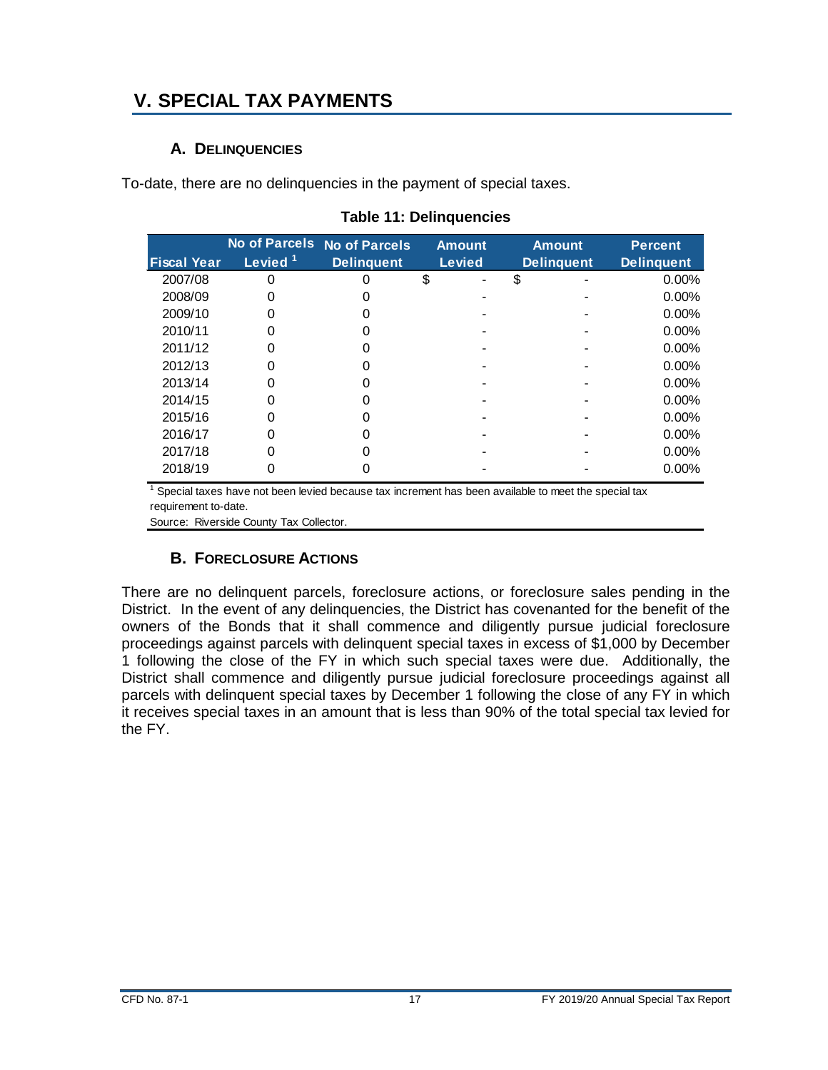# V. SPECIAL TAX PAYMENTS

### A. DELINQUENCIES

To-date, there are no delinquencies in the payment of special taxes.

**Table 11: Delinquencies**

| Fiscal Year | No of Parcels Levied [1] | No of Parcels Delinquent | Amount Levied | Amount Delinquent | Percent Delinquent |
|---|---|---|---|---|---|
| 2007/08 | 0 | 0 | $ - | $ - | 0.00% |
| 2008/09 | 0 | 0 | - | - | 0.00% |
| 2009/10 | 0 | 0 | - | - | 0.00% |
| 2010/11 | 0 | 0 | - | - | 0.00% |
| 2011/12 | 0 | 0 | - | - | 0.00% |
| 2012/13 | 0 | 0 | - | - | 0.00% |
| 2013/14 | 0 | 0 | - | - | 0.00% |
| 2014/15 | 0 | 0 | - | - | 0.00% |
| 2015/16 | 0 | 0 | - | - | 0.00% |
| 2016/17 | 0 | 0 | - | - | 0.00% |
| 2017/18 | 0 | 0 | - | - | 0.00% |
| 2018/19 | 0 | 0 | - | - | 0.00% |

[1] Special taxes have not been levied because tax increment has been available to meet the special tax requirement to-date.

Source: Riverside County Tax Collector.

### B. FORECLOSURE ACTIONS

There are no delinquent parcels, foreclosure actions, or foreclosure sales pending in the District. In the event of any delinquencies, the District has covenanted for the benefit of the owners of the Bonds that it shall commence and diligently pursue judicial foreclosure proceedings against parcels with delinquent special taxes in excess of $1,000 by December 1 following the close of the FY in which such special taxes were due. Additionally, the District shall commence and diligently pursue judicial foreclosure proceedings against all parcels with delinquent special taxes by December 1 following the close of any FY in which it receives special taxes in an amount that is less than 90% of the total special tax levied for the FY.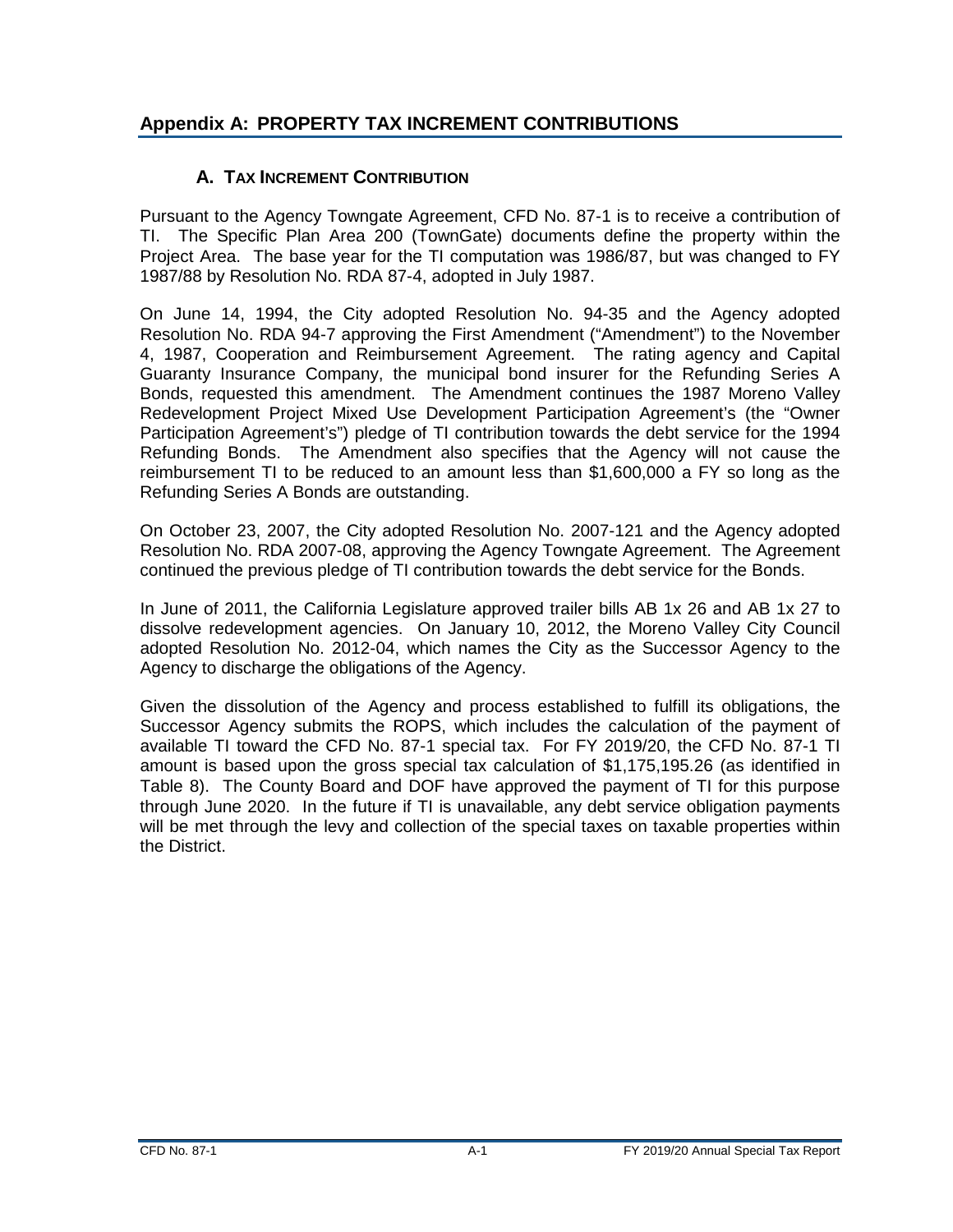## Appendix A: PROPERTY TAX INCREMENT CONTRIBUTIONS

### A. Tax Increment Contribution

Pursuant to the Agency Towngate Agreement, CFD No. 87-1 is to receive a contribution of TI. The Specific Plan Area 200 (TownGate) documents define the property within the Project Area. The base year for the TI computation was 1986/87, but was changed to FY 1987/88 by Resolution No. RDA 87-4, adopted in July 1987.

On June 14, 1994, the City adopted Resolution No. 94-35 and the Agency adopted Resolution No. RDA 94-7 approving the First Amendment ("Amendment") to the November 4, 1987, Cooperation and Reimbursement Agreement. The rating agency and Capital Guaranty Insurance Company, the municipal bond insurer for the Refunding Series A Bonds, requested this amendment. The Amendment continues the 1987 Moreno Valley Redevelopment Project Mixed Use Development Participation Agreement's (the "Owner Participation Agreement's") pledge of TI contribution towards the debt service for the 1994 Refunding Bonds. The Amendment also specifies that the Agency will not cause the reimbursement TI to be reduced to an amount less than $1,600,000 a FY so long as the Refunding Series A Bonds are outstanding.

On October 23, 2007, the City adopted Resolution No. 2007-121 and the Agency adopted Resolution No. RDA 2007-08, approving the Agency Towngate Agreement. The Agreement continued the previous pledge of TI contribution towards the debt service for the Bonds.

In June of 2011, the California Legislature approved trailer bills AB 1x 26 and AB 1x 27 to dissolve redevelopment agencies. On January 10, 2012, the Moreno Valley City Council adopted Resolution No. 2012-04, which names the City as the Successor Agency to the Agency to discharge the obligations of the Agency.

Given the dissolution of the Agency and process established to fulfill its obligations, the Successor Agency submits the ROPS, which includes the calculation of the payment of available TI toward the CFD No. 87-1 special tax. For FY 2019/20, the CFD No. 87-1 TI amount is based upon the gross special tax calculation of $1,175,195.26 (as identified in Table 8). The County Board and DOF have approved the payment of TI for this purpose through June 2020. In the future if TI is unavailable, any debt service obligation payments will be met through the levy and collection of the special taxes on taxable properties within the District.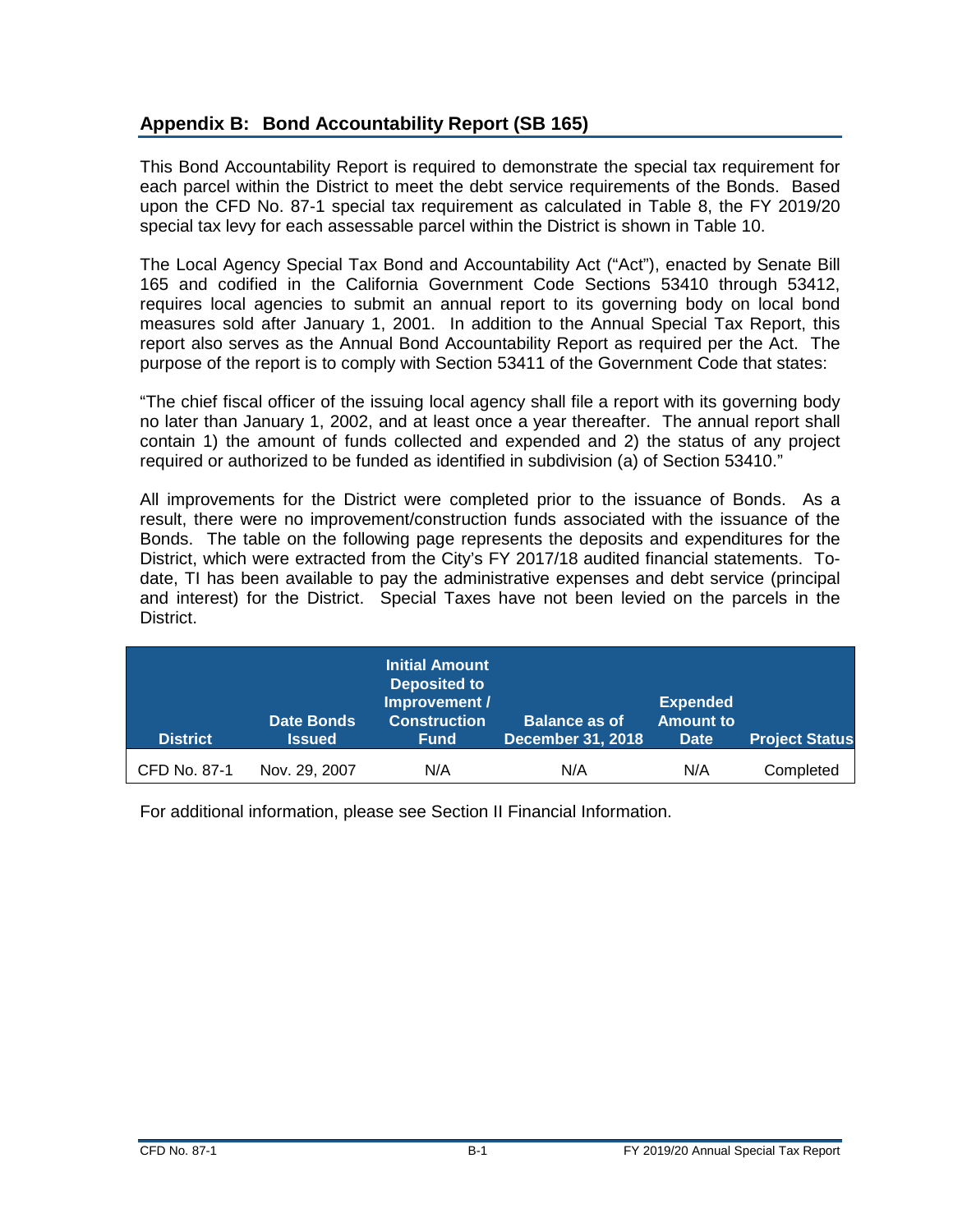## Appendix B: Bond Accountability Report (SB 165)

This Bond Accountability Report is required to demonstrate the special tax requirement for each parcel within the District to meet the debt service requirements of the Bonds. Based upon the CFD No. 87-1 special tax requirement as calculated in Table 8, the FY 2019/20 special tax levy for each assessable parcel within the District is shown in Table 10.

The Local Agency Special Tax Bond and Accountability Act ("Act"), enacted by Senate Bill 165 and codified in the California Government Code Sections 53410 through 53412, requires local agencies to submit an annual report to its governing body on local bond measures sold after January 1, 2001. In addition to the Annual Special Tax Report, this report also serves as the Annual Bond Accountability Report as required per the Act. The purpose of the report is to comply with Section 53411 of the Government Code that states:

"The chief fiscal officer of the issuing local agency shall file a report with its governing body no later than January 1, 2002, and at least once a year thereafter. The annual report shall contain 1) the amount of funds collected and expended and 2) the status of any project required or authorized to be funded as identified in subdivision (a) of Section 53410."

All improvements for the District were completed prior to the issuance of Bonds. As a result, there were no improvement/construction funds associated with the issuance of the Bonds. The table on the following page represents the deposits and expenditures for the District, which were extracted from the City's FY 2017/18 audited financial statements. To-date, TI has been available to pay the administrative expenses and debt service (principal and interest) for the District. Special Taxes have not been levied on the parcels in the District.

| District | Date Bonds Issued | Initial Amount Deposited to Improvement / Construction Fund | Balance as of December 31, 2018 | Expended Amount to Date | Project Status |
|---|---|---|---|---|---|
| CFD No. 87-1 | Nov. 29, 2007 | N/A | N/A | N/A | Completed |

For additional information, please see Section II Financial Information.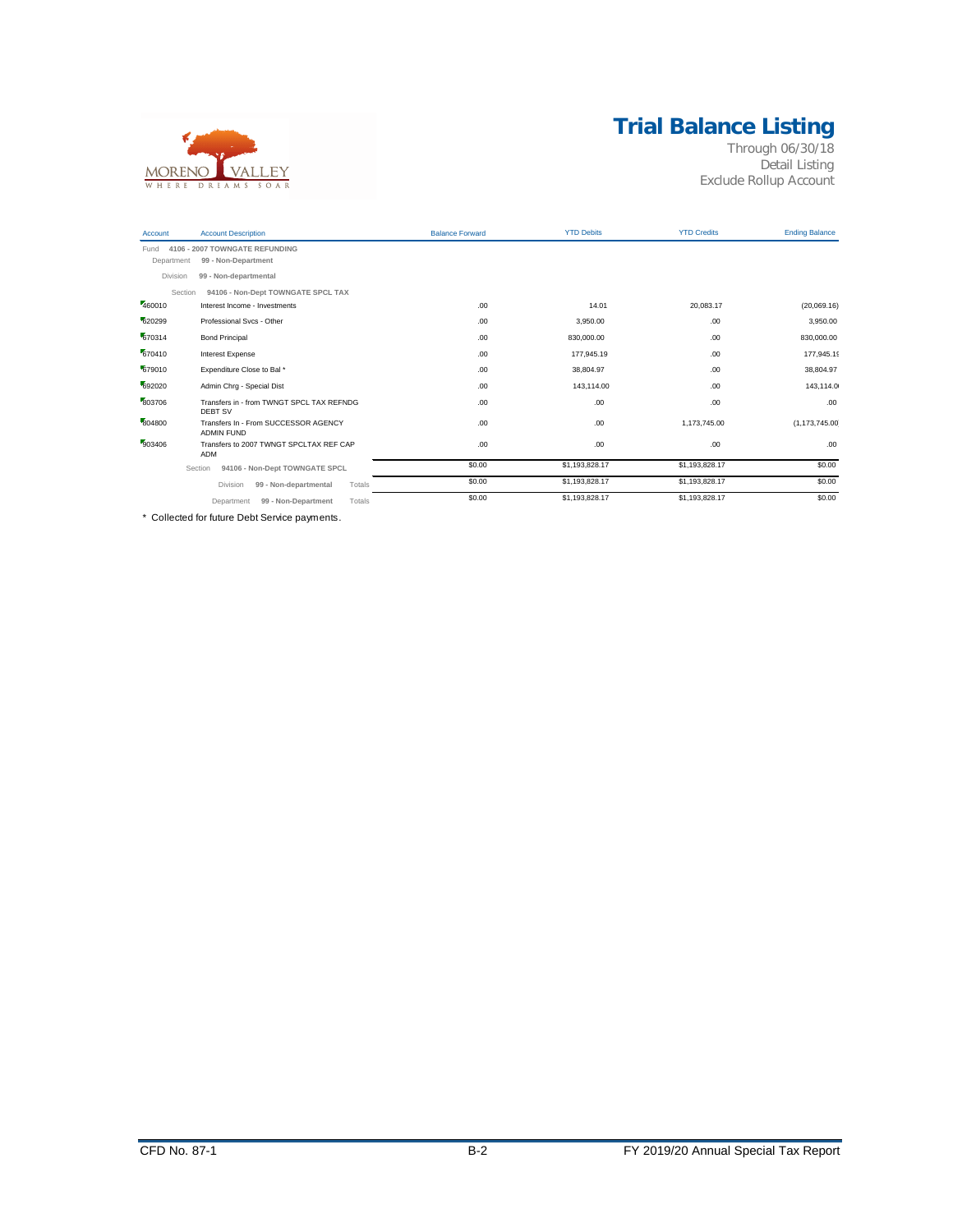# Trial Balance Listing

Through 06/30/18
Detail Listing
Exclude Rollup Account

| Account | Account Description | Balance Forward | YTD Debits | YTD Credits | Ending Balance |
|---|---|---|---|---|---|
| Fund | **4106 - 2007 TOWNGATE REFUNDING** | | | | |
| Department | **99 - Non-Department** | | | | |
| Division | **99 - Non-departmental** | | | | |
| Section | **94106 - Non-Dept TOWNGATE SPCL TAX** | | | | |
| 460010 | Interest Income - Investments | .00 | 14.01 | 20,083.17 | (20,069.16) |
| 620299 | Professional Svcs - Other | .00 | 3,950.00 | .00 | 3,950.00 |
| 670314 | Bond Principal | .00 | 830,000.00 | .00 | 830,000.00 |
| 670410 | Interest Expense | .00 | 177,945.19 | .00 | 177,945.19 |
| 679010 | Expenditure Close to Bal * | .00 | 38,804.97 | .00 | 38,804.97 |
| 692020 | Admin Chrg - Special Dist | .00 | 143,114.00 | .00 | 143,114.00 |
| 803706 | Transfers in - from TWNGT SPCL TAX REFNDG DEBT SV | .00 | .00 | .00 | .00 |
| 804800 | Transfers In - From SUCCESSOR AGENCY ADMIN FUND | .00 | .00 | 1,173,745.00 | (1,173,745.00) |
| 903406 | Transfers to 2007 TWNGT SPCLTAX REF CAP ADM | .00 | .00 | .00 | .00 |
| Section | **94106 - Non-Dept TOWNGATE SPCL** | $0.00 | $1,193,828.17 | $1,193,828.17 | $0.00 |
| Division | **99 - Non-departmental** Totals | $0.00 | $1,193,828.17 | $1,193,828.17 | $0.00 |
| Department | **99 - Non-Department** Totals | $0.00 | $1,193,828.17 | $1,193,828.17 | $0.00 |

\* Collected for future Debt Service payments.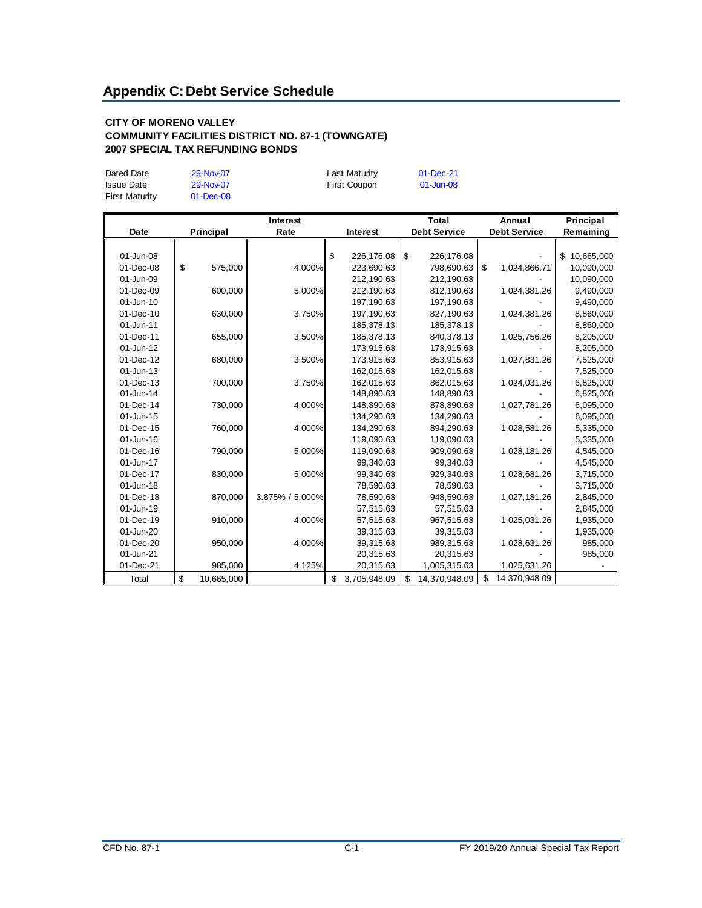## Appendix C: Debt Service Schedule

**CITY OF MORENO VALLEY**
**COMMUNITY FACILITIES DISTRICT NO. 87-1 (TOWNGATE)**
**2007 SPECIAL TAX REFUNDING BONDS**

| | | | | |
|---|---|---|---|---|
| Dated Date | 29-Nov-07 | | Last Maturity | 01-Dec-21 |
| Issue Date | 29-Nov-07 | | First Coupon | 01-Jun-08 |
| First Maturity | 01-Dec-08 | | | |

| Date | Principal | Interest Rate | Interest | Total Debt Service | Annual Debt Service | Principal Remaining |
|---|---|---|---|---|---|---|
| 01-Jun-08 | | | $ 226,176.08 | $ 226,176.08 | - | $ 10,665,000 |
| 01-Dec-08 | $ 575,000 | 4.000% | 223,690.63 | 798,690.63 | $ 1,024,866.71 | 10,090,000 |
| 01-Jun-09 | | | 212,190.63 | 212,190.63 | - | 10,090,000 |
| 01-Dec-09 | 600,000 | 5.000% | 212,190.63 | 812,190.63 | 1,024,381.26 | 9,490,000 |
| 01-Jun-10 | | | 197,190.63 | 197,190.63 | - | 9,490,000 |
| 01-Dec-10 | 630,000 | 3.750% | 197,190.63 | 827,190.63 | 1,024,381.26 | 8,860,000 |
| 01-Jun-11 | | | 185,378.13 | 185,378.13 | - | 8,860,000 |
| 01-Dec-11 | 655,000 | 3.500% | 185,378.13 | 840,378.13 | 1,025,756.26 | 8,205,000 |
| 01-Jun-12 | | | 173,915.63 | 173,915.63 | - | 8,205,000 |
| 01-Dec-12 | 680,000 | 3.500% | 173,915.63 | 853,915.63 | 1,027,831.26 | 7,525,000 |
| 01-Jun-13 | | | 162,015.63 | 162,015.63 | - | 7,525,000 |
| 01-Dec-13 | 700,000 | 3.750% | 162,015.63 | 862,015.63 | 1,024,031.26 | 6,825,000 |
| 01-Jun-14 | | | 148,890.63 | 148,890.63 | - | 6,825,000 |
| 01-Dec-14 | 730,000 | 4.000% | 148,890.63 | 878,890.63 | 1,027,781.26 | 6,095,000 |
| 01-Jun-15 | | | 134,290.63 | 134,290.63 | - | 6,095,000 |
| 01-Dec-15 | 760,000 | 4.000% | 134,290.63 | 894,290.63 | 1,028,581.26 | 5,335,000 |
| 01-Jun-16 | | | 119,090.63 | 119,090.63 | - | 5,335,000 |
| 01-Dec-16 | 790,000 | 5.000% | 119,090.63 | 909,090.63 | 1,028,181.26 | 4,545,000 |
| 01-Jun-17 | | | 99,340.63 | 99,340.63 | - | 4,545,000 |
| 01-Dec-17 | 830,000 | 5.000% | 99,340.63 | 929,340.63 | 1,028,681.26 | 3,715,000 |
| 01-Jun-18 | | | 78,590.63 | 78,590.63 | - | 3,715,000 |
| 01-Dec-18 | 870,000 | 3.875% / 5.000% | 78,590.63 | 948,590.63 | 1,027,181.26 | 2,845,000 |
| 01-Jun-19 | | | 57,515.63 | 57,515.63 | - | 2,845,000 |
| 01-Dec-19 | 910,000 | 4.000% | 57,515.63 | 967,515.63 | 1,025,031.26 | 1,935,000 |
| 01-Jun-20 | | | 39,315.63 | 39,315.63 | - | 1,935,000 |
| 01-Dec-20 | 950,000 | 4.000% | 39,315.63 | 989,315.63 | 1,028,631.26 | 985,000 |
| 01-Jun-21 | | | 20,315.63 | 20,315.63 | - | 985,000 |
| 01-Dec-21 | 985,000 | 4.125% | 20,315.63 | 1,005,315.63 | 1,025,631.26 | - |
| Total | $ 10,665,000 | | $ 3,705,948.09 | $ 14,370,948.09 | $ 14,370,948.09 | |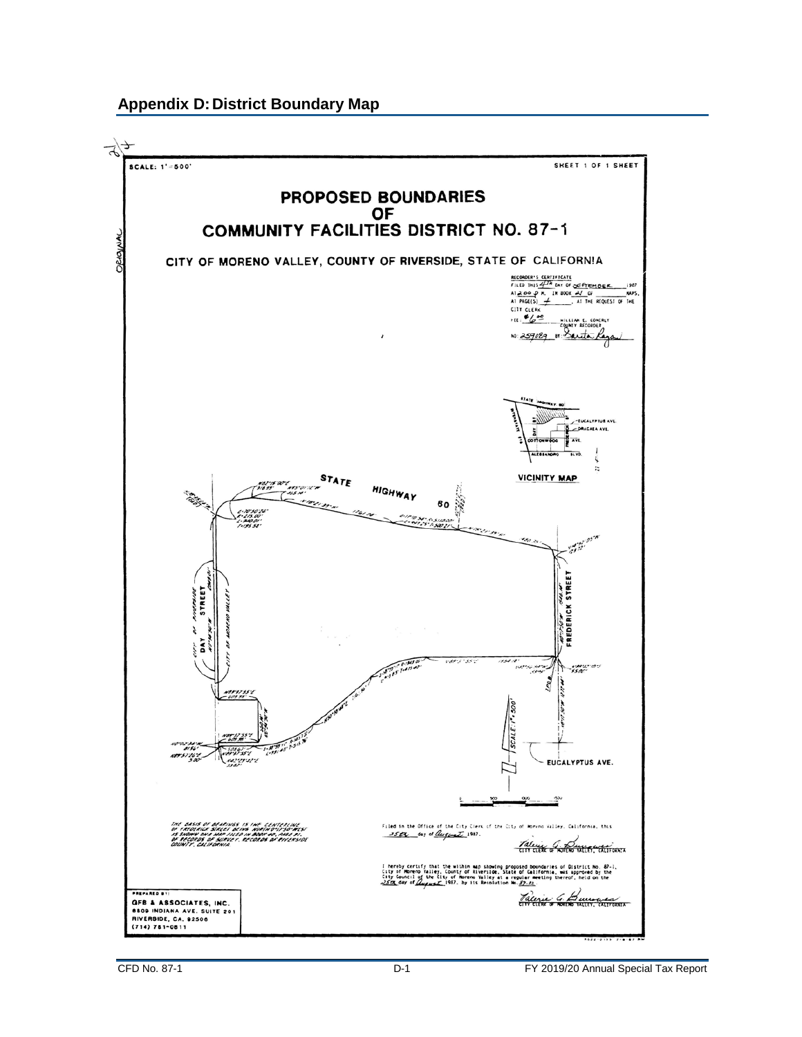## Appendix D: District Boundary Map

SCALE: 1" = 500'

SHEET 1 OF 1 SHEET

# PROPOSED BOUNDARIES OF COMMUNITY FACILITIES DISTRICT NO. 87-1

CITY OF MORENO VALLEY, COUNTY OF RIVERSIDE, STATE OF CALIFORNIA

RECORDER'S CERTIFICATE
FILED THIS 4TH DAY OF SEPTEMBER 1987 AT 2:00 P.M. IN BOOK 21 OF MAPS, AT PAGE(S) 4, AT THE REQUEST OF THE CITY CLERK.
FEE: $6.00 WILLIAM E. CONERLY COUNTY RECORDER
NO: 259089 BY: Santa Reyes

VICINITY MAP

STATE HIGHWAY 60

DAY STREET

FREDERICK STREET

EUCALYPTUS AVE.

THE BASIS OF BEARINGS IS THE CENTERLINE OF FREDERICK STREET BEING NORTH 0°11'30" WEST AS SHOWN ON A MAP FILED IN BOOK 40, PAGE 91, OF RECORDS OF SURVEY, RECORDS OF RIVERSIDE COUNTY, CALIFORNIA.

Filed in the Office of the City Clerk of the City of Moreno Valley, California, this 25th day of August 1987.

Valerie G. Burrows
CITY CLERK OF MORENO VALLEY, CALIFORNIA

I hereby certify that the within map showing proposed boundaries of District No. 87-1, City of Moreno Valley, County of Riverside, State of California, was approved by the City Council of the City of Moreno Valley at a regular meeting thereof, held on the 25th day of August 1987, by its Resolution No. 87-53.

Valerie G. Burrows
CITY CLERK OF MORENO VALLEY, CALIFORNIA

PREPARED BY:
GFB & ASSOCIATES, INC.
6809 INDIANA AVE. SUITE 201
RIVERSIDE, CA. 92506
(714) 781-0811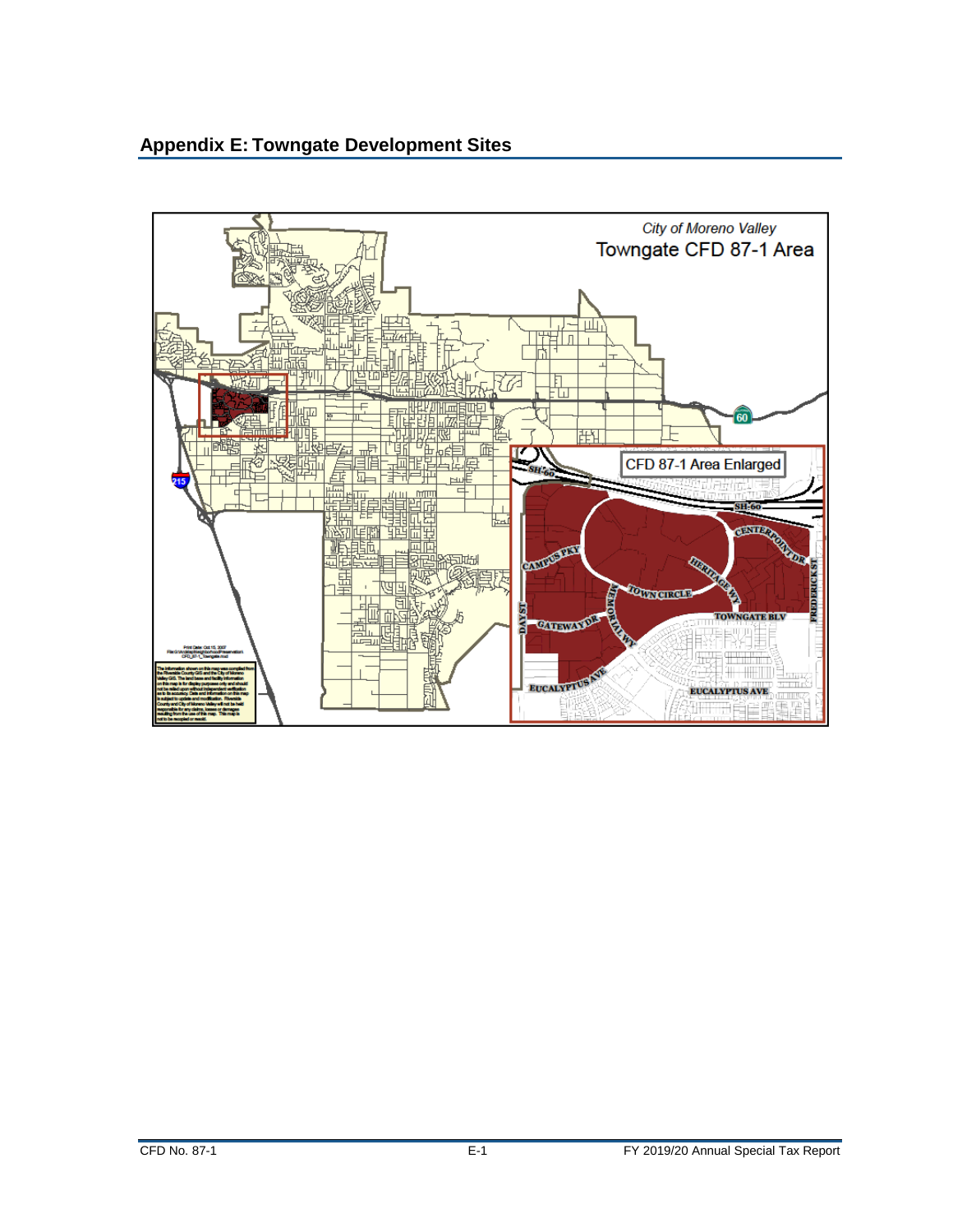## Appendix E: Towngate Development Sites

City of Moreno Valley

Towngate CFD 87-1 Area

CFD 87-1 Area Enlarged

SH-60

SH-60

60

215

CAMPUS PKY

CENTERPOINT DR

HERITAGE WY

TOWN CIRCLE

MEMORIAL WY

GATEWAY DR

DAY ST

TOWNGATE BLV

FREDERICK ST

EUCALYPTUS AVE

EUCALYPTUS AVE

Print Date: Oct 15, 2007

CFD_87-1_Towngate.mxd

The information shown on this map was compiled from the Riverside County GIS and the City of Moreno Valley GIS. The land base and facility information on this map is for display purposes only and should not be relied upon without independent verification as to its accuracy. Data and information on this map is subject to update and modification. Riverside County and City of Moreno Valley will not be held responsible for any claims, losses or damages resulting from the use of this map. This map is not to be recopied or resold.